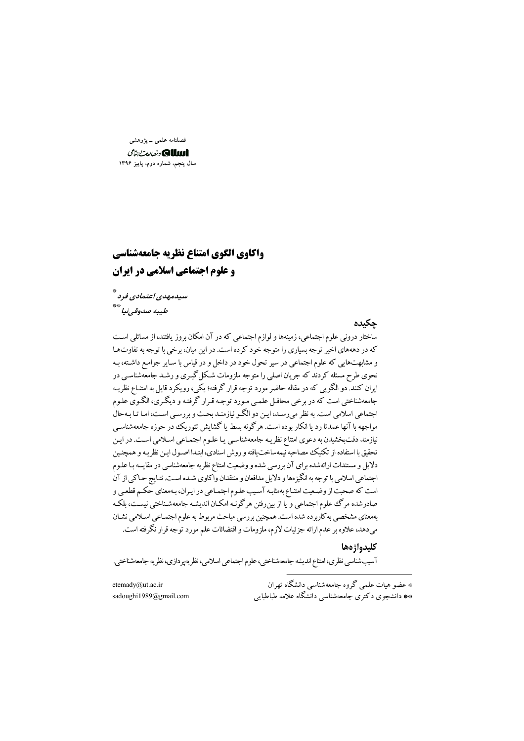فصلنامه علمی ـ پژوهشی

اسلام و مطالعات اجتماعی

سال پنجم، شماره دوم، پاییز ۱۳۹۶

# واکاوی الگوی امتناع نظریه جامعه‌شناسی و علوم اجتماعی اسلامی در ایران

*سیدمهدی اعتمادی فرد* *

*طیبه صدوقی‌نیا* **

## چکیده

ساختار درونی علوم اجتماعی، زمینه‌ها و لوازم اجتماعی که در آن امکان بروز یافتند، از مسائلی است که در دهه‌های اخیر توجه بسیاری را متوجه خود کرده است. در این میان، برخی با توجه به تفاوت‌ها و مشابهت‌هایی که علوم اجتماعی در سیر تحول خود در داخل و در قیاس با سایر جوامع داشته، به نحوی طرح مسئله کردند که جریان اصلی را متوجه ملزومات شکل‌گیری و رشد جامعه‌شناسی در ایران کنند. دو الگویی که در مقاله حاضر مورد توجه قرار گرفته؛ یکی، رویکرد قایل به امتناع نظریه جامعه‌شناختی است که در برخی محافل علمی مورد توجه قرار گرفته و دیگری، الگوی علوم اجتماعی اسلامی است. به نظر می‌رسد، این دو الگو نیازمند بحث و بررسی است، اما تا به‌حال مواجهه با آنها عمدتا رد یا انکار بوده است. هرگونه بسط یا گشایش تئوریک در حوزه جامعه‌شناسی نیازمند دقت‌بخشیدن به دعوی امتناع نظریه جامعه‌شناسی یا علوم اجتماعی اسلامی است. در این تحقیق با استفاده از تکنیک مصاحبه نیمه‌ساخت‌یافته و روش اسنادی، ابتدا اصول این نظریه و همچنین دلایل و مستندات ارائه‌شده برای آن بررسی شده و وضعیت امتناع نظریه جامعه‌شناسی در مقایسه با علوم اجتماعی اسلامی با توجه به انگیزه‌ها و دلایل مدافعان و منتقدان واکاوی شده است. نتایج حاکی از آن است که صحبت از وضعیت امتناع به‌مثابه آسیب علوم اجتماعی در ایران، به‌معنای حکم قطعی و صادرشده مرگ علوم اجتماعی و یا از بین‌رفتن هرگونه امکان اندیشه جامعه‌شناختی نیست، بلکه به‌معنای مشخصی به‌کاربرده شده است. همچنین بررسی مباحث مربوط به علوم اجتماعی اسلامی نشان می‌دهد، علاوه بر عدم ارائه جزئیات لازم، ملزومات و اقتضائات علم مورد توجه قرار نگرفته است.

## کلیدواژه‌ها

آسیب‌شناسی نظری، امتناع اندیشه جامعه‌شناختی، علوم اجتماعی اسلامی، نظریه‌پردازی، نظریه جامعه‌شناختی.

---

* عضو هیات علمی گروه جامعه‌شناسی دانشگاه تهران — etemady@ut.ac.ir

** دانشجوی دکتری جامعه‌شناسی دانشگاه علامه طباطبایی — sadoughi1989@gmail.com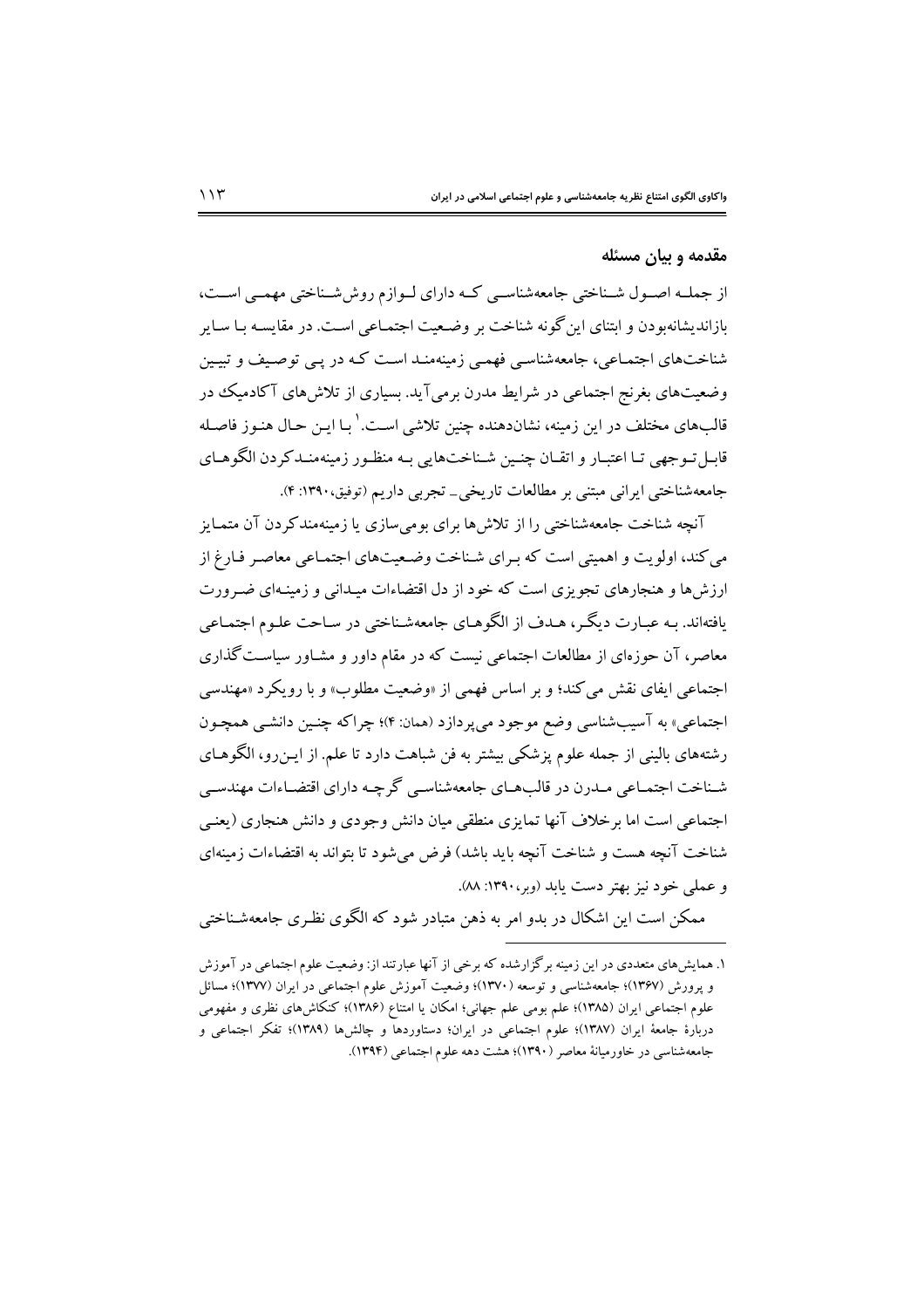## مقدمه و بیان مسئله

از جملـه اصـول شـناختی جامعه‌شناسـی کـه دارای لـوازم روش‌شـناختی مهمـی اسـت، بازاندیشانه‌بودن و ابتنای این‌گونه شناخت بر وضـعیت اجتمـاعی اسـت. در مقایسـه بـا سـایر شناخت‌های اجتمـاعی، جامعه‌شناسـی فهمـی زمینه‌منـد اسـت کـه در پـی توصـیف و تبیـین وضعیت‌های بغرنج اجتماعی در شرایط مدرن برمی‌آید. بسیاری از تلاش‌های آکادمیک در قالب‌های مختلف در این زمینه، نشان‌دهنده چنین تلاشی اسـت.[1] بـا ایـن حـال هنـوز فاصـله قابـل‌تـوجهی تـا اعتبـار و اتقـان چنـین شـناخت‌هایی بـه منظـور زمینه‌منـدکردن الگوهـای جامعه‌شناختی ایرانی مبتنی بر مطالعات تاریخی ـ تجربی داریم (توفیق،۱۳۹۰: ۴).

آنچه شناخت جامعه‌شناختی را از تلاش‌ها برای بومی‌سازی یا زمینه‌مندکردن آن متمـایز می‌کند، اولویت و اهمیتی است که بـرای شـناخت وضـعیت‌های اجتمـاعی معاصـر فـارغ از ارزش‌ها و هنجارهای تجویزی است که خود از دل اقتضاءات میـدانی و زمینـه‌ای ضـرورت یافته‌اند. بـه عبـارت دیگـر، هـدف از الگوهـای جامعه‌شـناختی در سـاحت علـوم اجتمـاعی معاصر، آن حوزه‌ای از مطالعات اجتماعی نیست که در مقام داور و مشـاور سیاسـت‌گذاری اجتماعی ایفای نقش می‌کند؛ و بر اساس فهمی از «وضعیت مطلوب» و با رویکرد «مهندسی اجتماعی» به آسیب‌شناسی وضع موجود می‌پردازد (همان: ۴)؛ چراکه چنـین دانشـی همچـون رشته‌های بالینی از جمله علوم پزشکی بیشتر به فن شباهت دارد تا علم. از ایـن‌رو، الگوهـای شـناخت اجتمـاعی مـدرن در قالب‌هـای جامعه‌شناسـی گرچـه دارای اقتضـاءات مهندسـی اجتماعی است اما برخلاف آنها تمایزی منطقی میان دانش وجودی و دانش هنجاری (یعنـی شناخت آنچه هست و شناخت آنچه باید باشد) فرض می‌شود تا بتواند به اقتضاءات زمینه‌ای و عملی خود نیز بهتر دست یابد (وبر،۱۳۹۰: ۸۸).

ممکن است این اشکال در بدو امر به ذهن متبادر شود که الگوی نظـری جامعه‌شـناختی

---

۱. همایش‌های متعددی در این زمینه برگزارشده که برخی از آنها عبارتند از: وضعیت علوم اجتماعی در آموزش و پرورش (۱۳۶۷)؛ جامعه‌شناسی و توسعه (۱۳۷۰)؛ وضعیت آموزش علوم اجتماعی در ایران (۱۳۷۷)؛ مسائل علوم اجتماعی ایران (۱۳۸۵)؛ علم بومی علم جهانی؛ امکان یا امتناع (۱۳۸۶)؛ کنکاش‌های نظری و مفهومی دربارهٔ جامعهٔ ایران (۱۳۸۷)؛ علوم اجتماعی در ایران؛ دستاوردها و چالش‌ها (۱۳۸۹)؛ تفکر اجتماعی و جامعه‌شناسی در خاورمیانهٔ معاصر (۱۳۹۰)؛ هشت دهه علوم اجتماعی (۱۳۹۴).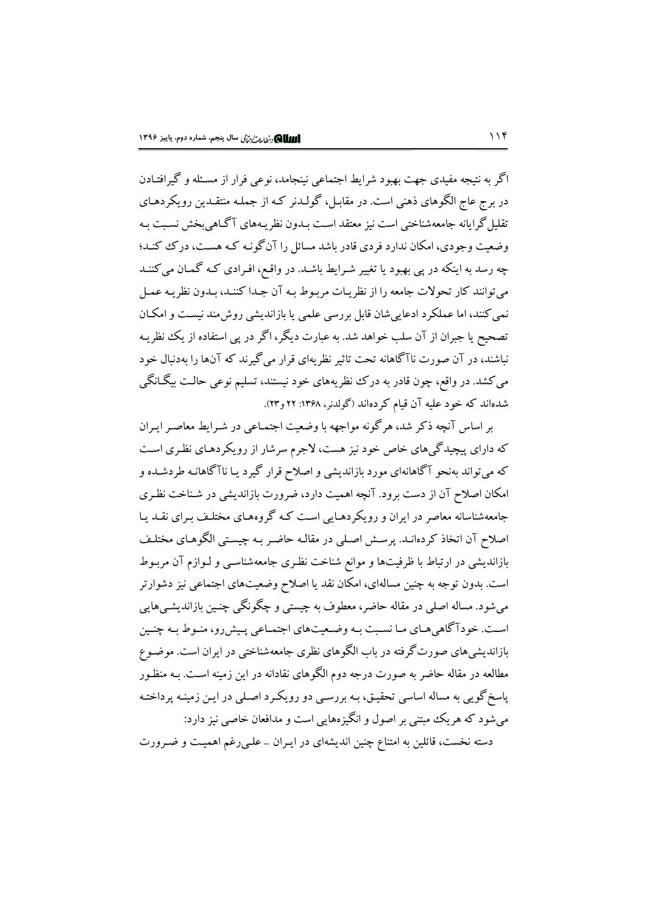اگر به نتیجه مفیدی جهت بهبود شرایط اجتماعی نینجامد، نوعی فرار از مسئله و گیرافتادن در برج عاج الگوهای ذهنی است. در مقابل، گولدنر که از جمله منتقدین رویکردهای تقلیل‌گرایانه جامعه‌شناختی است نیز معتقد است بدون نظریه‌های آگاهی‌بخش نسبت به وضعیت وجودی، امکان ندارد فردی قادر باشد مسائل را آن‌گونه که هست، درک کند؛ چه رسد به اینکه در پی بهبود یا تغییر شرایط باشد. در واقع، افرادی که گمان می‌کنند می‌توانند کار تحولات جامعه را از نظریات مربوط به آن جدا کنند، بدون نظریه عمل نمی‌کنند، اما عملکرد ادعایی‌شان قابل بررسی علمی یا بازاندیشی روشمند نیست و امکان تصحیح یا جبران از آن سلب خواهد شد. به عبارت دیگر، اگر در پی استفاده از یک نظریه نباشند، در آن صورت ناآگاهانه تحت تاثیر نظریه‌ای قرار می‌گیرند که آن‌ها را به‌دنبال خود می‌کشد. در واقع، چون قادر به درک نظریه‌های خود نیستند، تسلیم نوعی حالت بیگانگی شده‌اند که خود علیه آن قیام کرده‌اند (گولدنر، ۱۳۶۸: ۲۲ و۲۳).

بر اساس آنچه ذکر شد، هرگونه مواجهه با وضعیت اجتماعی در شرایط معاصر ایران که دارای پیچیدگی‌های خاص خود نیز هست، لاجرم سرشار از رویکردهای نظری است که می‌تواند به‌نحو آگاهانه‌ای مورد بازاندیشی و اصلاح قرار گیرد یا ناآگاهانه طردشده و امکان اصلاح آن از دست برود. آنچه اهمیت دارد، ضرورت بازاندیشی در شناخت نظری جامعه‌شناسانه معاصر در ایران و رویکردهایی است که گروه‌های مختلف برای نقد یا اصلاح آن اتخاذ کرده‌اند. پرسش اصلی در مقاله حاضر به چیستی الگوهای مختلف بازاندیشی در ارتباط با ظرفیت‌ها و موانع شناخت نظری جامعه‌شناسی و لوازم آن مربوط است. بدون توجه به چنین مساله‌ای، امکان نقد یا اصلاح وضعیت‌های اجتماعی نیز دشوارتر می‌شود. مساله اصلی در مقاله حاضر، معطوف به چیستی و چگونگی چنین بازاندیشی‌هایی است. خودآگاهی‌های ما نسبت به وضعیت‌های اجتماعی پیش‌رو، منوط به چنین بازاندیشی‌های صورت‌گرفته در باب الگوهای نظری جامعه‌شناختی در ایران است. موضوع مطالعه در مقاله حاضر به صورت درجه دوم الگوهای نقادانه در این زمینه است. به منظور پاسخ‌گویی به مساله اساسی تحقیق، به بررسی دو رویکرد اصلی در این زمینه پرداخته می‌شود که هریک مبتنی بر اصول و انگیزه‌هایی است و مدافعان خاصی نیز دارد:

دسته نخست، قائلین به امتناع چنین اندیشه‌ای در ایران ـ علی‌رغم اهمیت و ضرورت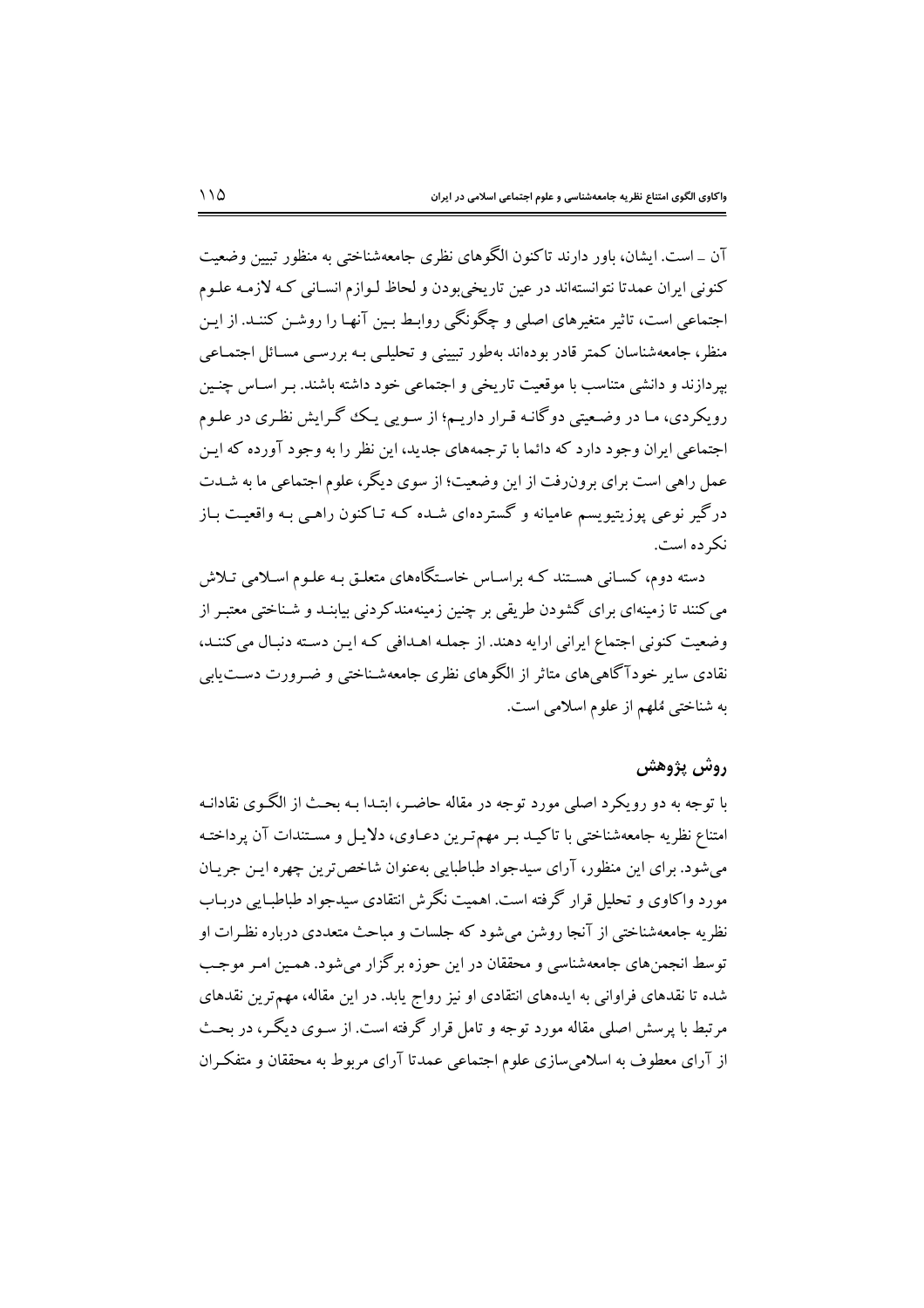آن ـ است. ایشان، باور دارند تاکنون الگوهای نظری جامعه‌شناختی به منظور تبیین وضعیت کنونی ایران عمدتا نتوانسته‌اند در عین تاریخی‌بودن و لحاظ لـوازم انسانی کـه لازمـه علـوم اجتماعی است، تاثیر متغیرهای اصلی و چگونگی روابـط بـین آنهـا را روشـن کننـد. از ایـن منظر، جامعه‌شناسان کمتر قادر بوده‌اند به‌طور تبیینی و تحلیلی بـه بررسـی مسـائل اجتمـاعی بپردازند و دانشی متناسب با موقعیت تاریخی و اجتماعی خود داشته باشند. بـر اسـاس چنـین رویکردی، مـا در وضـعیتی دوگانـه قـرار داریـم؛ از سـویی یـک گـرایش نظـری در علـوم اجتماعی ایران وجود دارد که دائما با ترجمه‌های جدید، این نظر را به وجود آورده که ایـن عمل راهی است برای برون‌رفت از این وضعیت؛ از سوی دیگر، علوم اجتماعی ما به شـدت درگیر نوعی پوزیتیویسم عامیانه و گسترده‌ای شـده کـه تـاکنون راهـی بـه واقعیـت بـاز نکرده است.

دسته دوم، کسـانی هسـتند کـه براسـاس خاسـتگاه‌های متعلـق بـه علـوم اسـلامی تـلاش می‌کنند تا زمینه‌ای برای گشودن طریقی بر چنین زمینه‌مندکردنی بیابنـد و شـناختی معتبـر از وضعیت کنونی اجتماع ایرانی ارایه دهند. از جملـه اهـدافی کـه ایـن دسـته دنبـال می‌کننـد، نقادی سایر خودآگاهی‌های متاثر از الگوهای نظری جامعه‌شـناختی و ضـرورت دسـت‌یابی به شناختی مُلهم از علوم اسلامی است.

## روش پژوهش

با توجه به دو رویکرد اصلی مورد توجه در مقاله حاضـر، ابتـدا بـه بحـث از الگـوی نقادانـه امتناع نظریه جامعه‌شناختی با تاکیـد بـر مهم‌تـرین دعـاوی، دلایـل و مسـتندات آن پرداختـه می‌شود. برای این منظور، آرای سیدجواد طباطبایی به‌عنوان شاخص‌ترین چهره ایـن جریـان مورد واکاوی و تحلیل قرار گرفته است. اهمیت نگرش انتقادی سیدجواد طباطبـایی دربـاب نظریه جامعه‌شناختی از آنجا روشن می‌شود که جلسات و مباحث متعددی درباره نظـرات او توسط انجمن‌های جامعه‌شناسی و محققان در این حوزه برگزار می‌شود. همـین امـر موجـب شده تا نقدهای فراوانی به ایده‌های انتقادی او نیز رواج یابد. در این مقاله، مهم‌ترین نقدهای مرتبط با پرسش اصلی مقاله مورد توجه و تامل قرار گرفته است. از سـوی دیگـر، در بحـث از آرای معطوف به اسلامی‌سازی علوم اجتماعی عمدتا آرای مربوط به محققان و متفکـران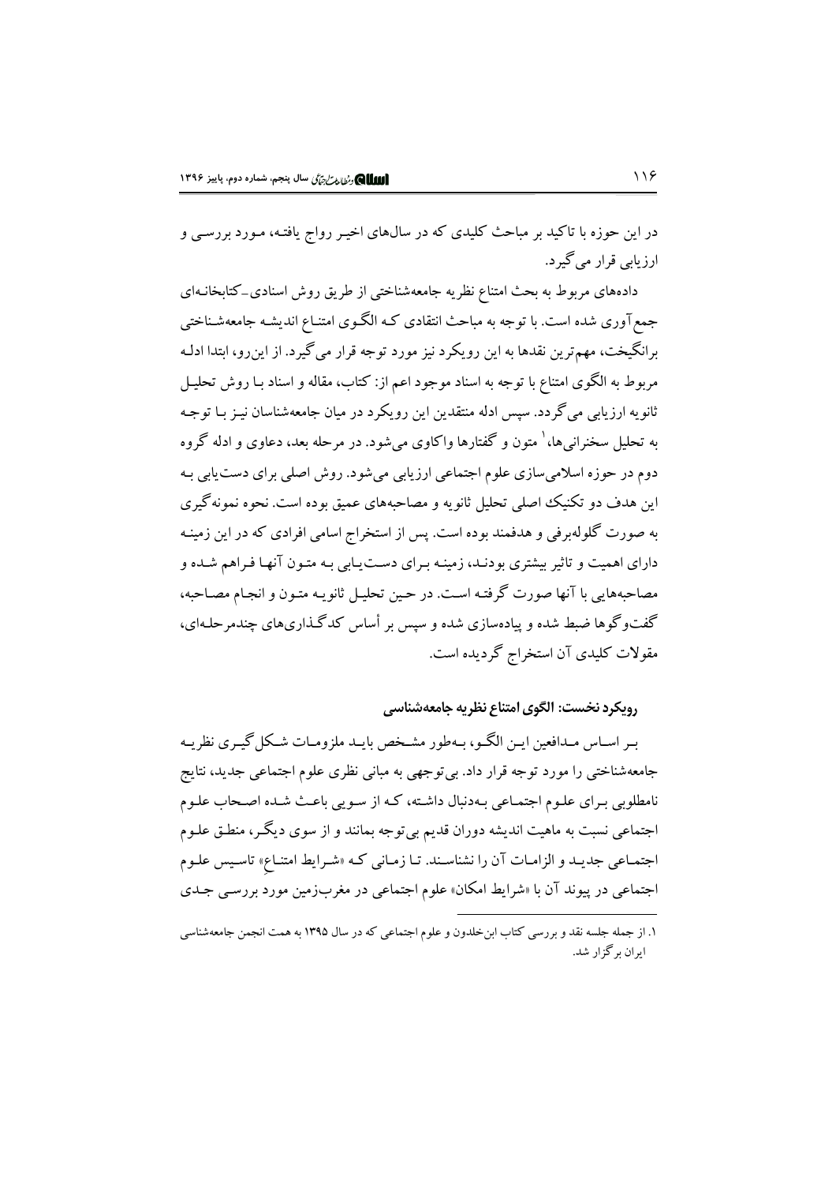در این حوزه با تاکید بر مباحث کلیدی که در سال‌های اخیر رواج یافته، مورد بررسی و ارزیابی قرار می‌گیرد.

داده‌های مربوط به بحث امتناع نظریه جامعه‌شناختی از طریق روش اسنادی-کتابخانه‌ای جمع‌آوری شده است. با توجه به مباحث انتقادی که الگوی امتناع اندیشه جامعه‌شناختی برانگیخت، مهم‌ترین نقدها به این رویکرد نیز مورد توجه قرار می‌گیرد. از این‌رو، ابتدا ادله مربوط به الگوی امتناع با توجه به اسناد موجود اعم از: کتاب، مقاله و اسناد با روش تحلیل ثانویه ارزیابی می‌گردد. سپس ادله منتقدین این رویکرد در میان جامعه‌شناسان نیز با توجه به تحلیل سخنرانی‌ها،[1] متون و گفتارها واکاوی می‌شود. در مرحله بعد، دعاوی و ادله گروه دوم در حوزه اسلامی‌سازی علوم اجتماعی ارزیابی می‌شود. روش اصلی برای دست‌یابی به این هدف دو تکنیک اصلی تحلیل ثانویه و مصاحبه‌های عمیق بوده است. نحوه نمونه‌گیری به صورت گلوله‌برفی و هدفمند بوده است. پس از استخراج اسامی افرادی که در این زمینه دارای اهمیت و تاثیر بیشتری بودند، زمینه برای دست‌یابی به متون آنها فراهم شده و مصاحبه‌هایی با آنها صورت گرفته است. در حین تحلیل ثانویه متون و انجام مصاحبه، گفت‌وگوها ضبط شده و پیاده‌سازی شده و سپس بر اساس کدگذاری‌های چندمرحله‌ای، مقولات کلیدی آن استخراج گردیده است.

### رویکرد نخست: الگوی امتناع نظریه جامعه‌شناسی

بر اساس مدافعین این الگو، به‌طور مشخص باید ملزومات شکل‌گیری نظریه جامعه‌شناختی را مورد توجه قرار داد. بی‌توجهی به مبانی نظری علوم اجتماعی جدید، نتایج نامطلوبی برای علوم اجتماعی به‌دنبال داشته، که از سویی باعث شده اصحاب علوم اجتماعی نسبت به ماهیت اندیشه دوران قدیم بی‌توجه بمانند و از سوی دیگر، منطق علوم اجتماعی جدید و الزامات آن را نشناسند. تا زمانی که «شرایط امتناع» تاسیس علوم اجتماعی در پیوند آن با «شرایط امکان» علوم اجتماعی در مغرب‌زمین مورد بررسی جدی

---

[1] از جمله جلسه نقد و بررسی کتاب ابن‌خلدون و علوم اجتماعی که در سال ۱۳۹۵ به همت انجمن جامعه‌شناسی ایران برگزار شد.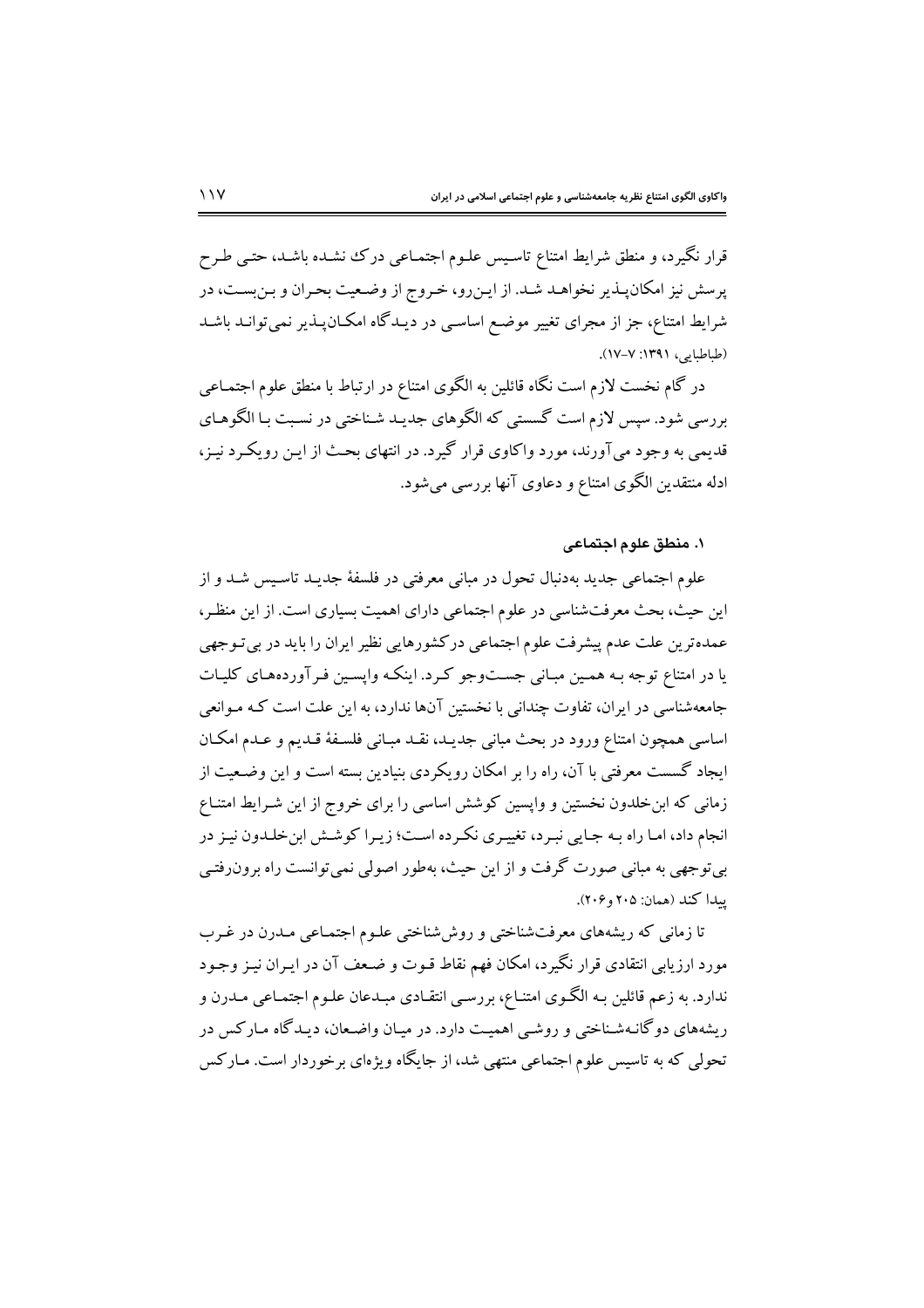قرار نگیرد، و منطق شرایط امتناع تاسیس علوم اجتماعی درک نشده باشد، حتی طرح پرسش نیز امکان‌پذیر نخواهد شد. از این‌رو، خروج از وضعیت بحران و بن‌بست، در شرایط امتناع، جز از مجرای تغییر موضع اساسی در دیدگاه امکان‌پذیر نمی‌تواند باشد (طباطبایی، ۱۳۹۱: ۷-۱۷).

در گام نخست لازم است نگاه قائلین به الگوی امتناع در ارتباط با منطق علوم اجتماعی بررسی شود. سپس لازم است گسستی که الگوهای جدید شناختی در نسبت با الگوهای قدیمی به وجود می‌آورند، مورد واکاوی قرار گیرد. در انتهای بحث از این رویکرد نیز، ادله منتقدین الگوی امتناع و دعاوی آنها بررسی می‌شود.

### ۱. منطق علوم اجتماعی

علوم اجتماعی جدید به‌دنبال تحول در مبانی معرفتی در فلسفهٔ جدید تاسیس شد و از این حیث، بحث معرفت‌شناسی در علوم اجتماعی دارای اهمیت بسیاری است. از این منظر، عمده‌ترین علت عدم پیشرفت علوم اجتماعی درکشورهایی نظیر ایران را باید در بی‌توجهی یا در امتناع توجه به همین مبانی جست‌وجو کرد. اینکه واپسین فرآورده‌های کلیات جامعه‌شناسی در ایران، تفاوت چندانی با نخستین آنها ندارد، به این علت است که موانعی اساسی همچون امتناع ورود در بحث مبانی جدید، نقد مبانی فلسفهٔ قدیم و عدم امکان ایجاد گسست معرفتی با آن، راه را بر امکان رویکردی بنیادین بسته است و این وضعیت از زمانی که ابن‌خلدون نخستین و واپسین کوشش اساسی را برای خروج از این شرایط امتناع انجام داد، اما راه به جایی نبرد، تغییری نکرده است؛ زیرا کوشش ابن‌خلدون نیز در بی‌توجهی به مبانی صورت گرفت و از این حیث، به‌طور اصولی نمی‌توانست راه برون‌رفتی پیدا کند (همان: ۲۰۵ و ۲۰۶).

تا زمانی که ریشه‌های معرفت‌شناختی و روش‌شناختی علوم اجتماعی مدرن در غرب مورد ارزیابی انتقادی قرار نگیرد، امکان فهم نقاط قوت و ضعف آن در ایران نیز وجود ندارد. به زعم قائلین به الگوی امتناع، بررسی انتقادی مبدعان علوم اجتماعی مدرن و ریشه‌های دوگانه‌شناختی و روشی اهمیت دارد. در میان واضعان، دیدگاه مارکس در تحولی که به تاسیس علوم اجتماعی منتهی شد، از جایگاه ویژه‌ای برخوردار است. مارکس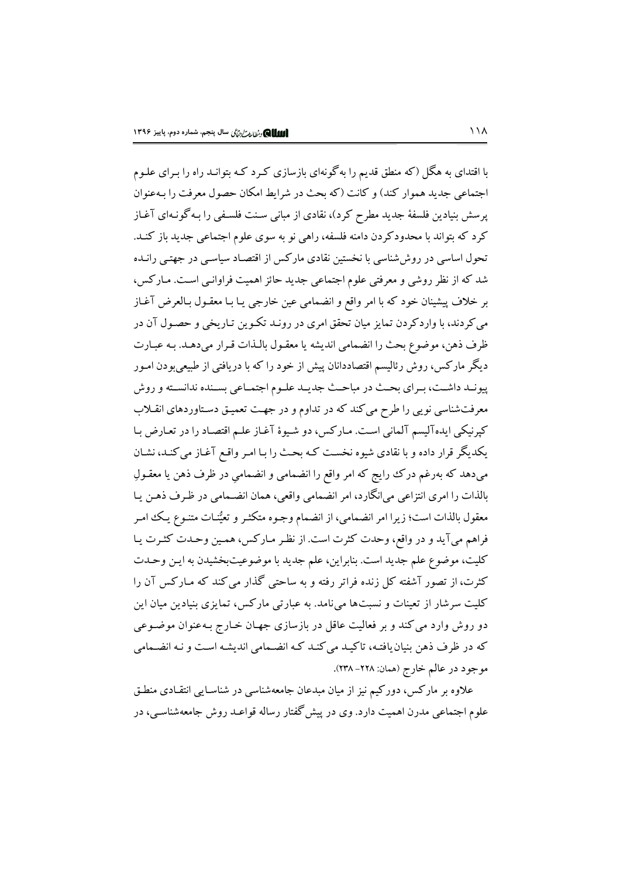با اقتدای به هگل (که منطق قدیم را به‌گونه‌ای بازسازی کرد که بتواند راه را برای علوم اجتماعی جدید هموار کند) و کانت (که بحث در شرایط امکان حصول معرفت را به‌عنوان پرسش بنیادین فلسفهٔ جدید مطرح کرد)، نقادی از مبانی سنت فلسفی را به‌گونه‌ای آغاز کرد که بتواند با محدودکردن دامنه فلسفه، راهی نو به سوی علوم اجتماعی جدید باز کند. تحول اساسی در روش‌شناسی با نخستین نقادی مارکس از اقتصاد سیاسی در جهتی رانده شد که از نظر روشی و معرفتی علوم اجتماعی جدید حائز اهمیت فراوانی است. مارکس، بر خلاف پیشینان خود که با امر واقع و انضمامی عین خارجی یا با معقول بالعرض آغاز می‌کردند، با واردکردن تمایز میان تحقق امری در روند تکوین تاریخی و حصول آن در ظرف ذهن، موضوع بحث را انضمامی اندیشه یا معقول بالذات قرار می‌دهد. به عبارت دیگر مارکس، روش رئالیسم اقتصاددانان پیش از خود را که با دریافتی از طبیعی‌بودن امور پیوند داشت، برای بحث در مباحث جدید علوم اجتماعی بسنده ندانسته و روش معرفت‌شناسی نویی را طرح می‌کند که در تداوم و در جهت تعمیق دستاوردهای انقلاب کپرنیکی ایده‌آلیسم آلمانی است. مارکس، دو شیوهٔ آغاز علم اقتصاد را در تعارض با یکدیگر قرار داده و با نقادی شیوه نخست که بحث را با امر واقع آغاز می‌کند، نشان می‌دهد که به‌رغم درک رایج که امر واقع را انضمامی و انضمامیِ در ظرف ذهن یا معقولِ بالذات را امری انتزاعی می‌انگارد، امر انضمامی واقعی، همان انضمامی در ظرف ذهن یا معقول بالذات است؛ زیرا امر انضمامی، از انضمام وجوه متکثر و تعیُّنات متنوع یک امر فراهم می‌آید و در واقع، وحدت کثرت است. از نظر مارکس، همین وحدت کثرت یا کلیت، موضوع علم جدید است. بنابراین، علم جدید با موضوعیت‌بخشیدن به این وحدت کثرت، از تصور آشفته کل زنده فراتر رفته و به ساحتی گذار می‌کند که مارکس آن را کلیت سرشار از تعینات و نسبت‌ها می‌نامد. به عبارتی مارکس، تمایزی بنیادین میان این دو روش وارد می‌کند و بر فعالیت عاقل در بازسازی جهان خارج به‌عنوان موضوعی که در ظرف ذهن بنیان‌یافته، تاکید می‌کند که انضمامی اندیشه است و نه انضمامی موجود در عالم خارج (همان: ۲۲۸- ۲۳۸).

علاوه بر مارکس، دورکیم نیز از میان مبدعان جامعه‌شناسی در شناسایی انتقادی منطق علوم اجتماعی مدرن اهمیت دارد. وی در پیش‌گفتار رساله قواعد روش جامعه‌شناسی، در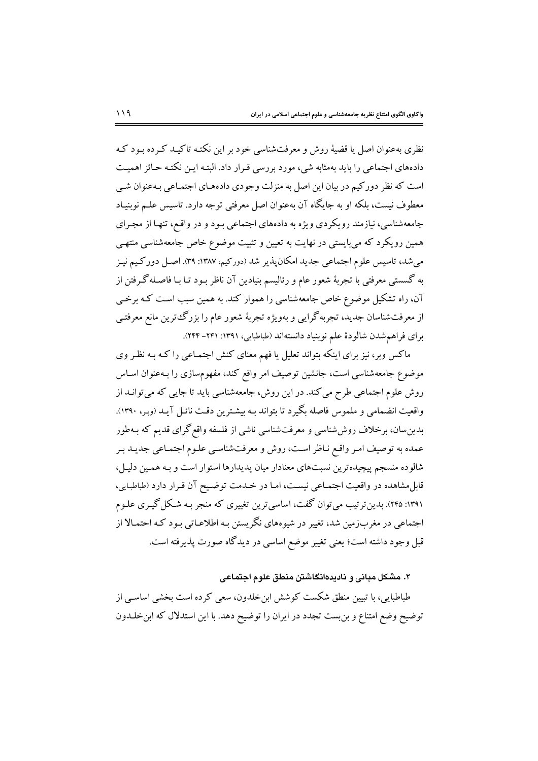نظری به‌عنوان اصل یا قضیهٔ روش و معرفت‌شناسی خود بر این نکته تاکید کرده بود که داده‌های اجتماعی را باید به‌مثابه شی، مورد بررسی قرار داد. البته این نکته حائز اهمیت است که نظر دورکیم در بیان این اصل به منزلت وجودی داده‌های اجتماعی به‌عنوان شی معطوف نیست، بلکه او به جایگاه آن به‌عنوان اصل معرفتی توجه دارد. تاسیس علم نوبنیاد جامعه‌شناسی، نیازمند رویکردی ویژه به داده‌های اجتماعی بود و در واقع، تنها از مجرای همین رویکرد که می‌بایستی در نهایت به تعیین و تثبیت موضوع خاص جامعه‌شناسی منتهی می‌شد، تاسیس علوم اجتماعی جدید امکان‌پذیر شد (دورکیم، ۱۳۸۷: ۳۹). اصل دورکیم نیز به گسستی معرفتی با تجربهٔ شعور عام و رئالیسم بنیادین آن ناظر بود تا با فاصله‌گرفتن از آن، راه تشکیل موضوع خاص جامعه‌شناسی را هموار کند. به همین سبب است که برخی از معرفت‌شناسان جدید، تجربه‌گرایی و به‌ویژه تجربهٔ شعور عام را بزرگ‌ترین مانع معرفتی برای فراهم‌شدن شالودهٔ علم نوبنیاد دانسته‌اند (طباطبایی، ۱۳۹۱: ۲۴۱- ۲۴۴).

ماکس وبر، نیز برای اینکه بتواند تعلیل یا فهم معنای کنش اجتماعی را که به نظر وی موضوع جامعه‌شناسی است، جانشین توصیف امر واقع کند، مفهوم‌سازی را به‌عنوان اساس روش علوم اجتماعی طرح می‌کند. در این روش، جامعه‌شناسی باید تا جایی که می‌تواند از واقعیت انضمامی و ملموس فاصله بگیرد تا بتواند به بیشترین دقت نائل آید (وبر، ۱۳۹۰). بدین‌سان، برخلاف روش‌شناسی و معرفت‌شناسی ناشی از فلسفه واقع‌گرای قدیم که به‌طور عمده به توصیف امر واقع ناظر است، روش و معرفت‌شناسی علوم اجتماعی جدید بر شالوده منسجم پیچیده‌ترین نسبت‌های معنادار میان پدیدارها استوار است و به همین دلیل، قابل‌مشاهده در واقعیت اجتماعی نیست، اما در خدمت توضیح آن قرار دارد (طباطبایی، ۱۳۹۱: ۲۴۵). بدین‌ترتیب می‌توان گفت، اساسی‌ترین تغییری که منجر به شکل‌گیری علوم اجتماعی در مغرب‌زمین شد، تغییر در شیوه‌های نگریستن به اطلاعاتی بود که احتمالا از قبل وجود داشته است؛ یعنی تغییر موضع اساسی در دیدگاه صورت پذیرفته است.

### ۲. مشکل مبانی و نادیده‌انگاشتن منطق علوم اجتماعی

طباطبایی، با تبیین منطق شکست کوشش ابن‌خلدون، سعی کرده است بخشی اساسی از توضیح وضع امتناع و بن‌بست تجدد در ایران را توضیح دهد. با این استدلال که ابن‌خلدون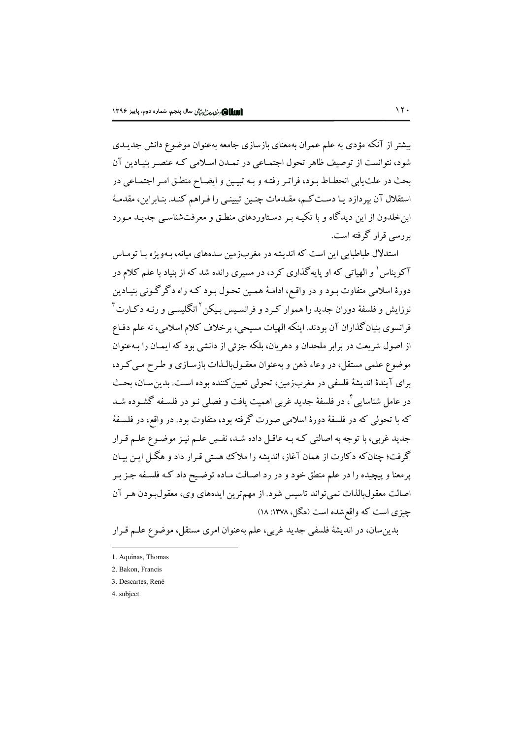بیشتر از آنکه مؤدی به علم عمران به‌معنای بازسازی جامعه به‌عنوان موضوع دانش جدیدی شود، نتوانست از توصیف ظاهر تحول اجتماعی در تمدن اسلامی که عنصر بنیادین آن بحث در علت‌یابی انحطاط بود، فراتر رفته و به تبیین و ایضاح منطق امر اجتماعی در استقلال آن بپردازد یا دست‌کم، مقدمات چنین تبیینی را فراهم کند. بنابراین، مقدمهٔ ابن‌خلدون از این دیدگاه و با تکیه بر دستاوردهای منطق و معرفت‌شناسی جدید مورد بررسی قرار گرفته است.

استدلال طباطبایی این است که اندیشه در مغرب‌زمین سده‌های میانه، به‌ویژه با توماس آکویناس[1] و الهیاتی که او پایه‌گذاری کرد، در مسیری رانده شد که از بنیاد با علم کلام در دورهٔ اسلامی متفاوت بود و در واقع، ادامهٔ همین تحول بود که راه دگرگونی بنیادین نوزایش و فلسفهٔ دوران جدید را هموار کرد و فرانسیس بیکن[2] انگلیسی و رنه دکارت[3] فرانسوی بنیان‌گذاران آن بودند. اینکه الهیات مسیحی، برخلاف کلام اسلامی، نه علم دفاع از اصول شریعت در برابر ملحدان و دهریان، بلکه جزئی از دانشی بود که ایمان را به‌عنوان موضوع علمی مستقل، در وعاء ذهن و به‌عنوان معقول‌بالذات بازسازی و طرح می‌کرد، برای آیندهٔ اندیشهٔ فلسفی در مغرب‌زمین، تحولی تعیین‌کننده بوده است. بدین‌سان، بحث در عامل شناسایی[4]، در فلسفهٔ جدید غربی اهمیت یافت و فصلی نو در فلسفه گشوده شد که با تحولی که در فلسفهٔ دورهٔ اسلامی صورت گرفته بود، متفاوت بود. در واقع، در فلسفهٔ جدید غربی، با توجه به اصالتی که به عاقل داده شد، نفسِ علم نیز موضوع علم قرار گرفت؛ چنان‌که دکارت از همان آغاز، اندیشه را ملاک هستی قرار داد و هگل این بیان پرمعنا و پیچیده را در علم منطق خود و در رد اصالت ماده توضیح داد که فلسفه جز بر اصالت معقول‌بالذات نمی‌تواند تاسیس شود. از مهم‌ترین ایده‌های وی، معقول‌بودن هر آن چیزی است که واقع‌شده است (هگل، ۱۳۷۸: ۱۸)

بدین‌سان، در اندیشهٔ فلسفی جدید غربی، علم به‌عنوان امری مستقل، موضوع علم قرار

---

1. Aquinas, Thomas
2. Bakon, Francis
3. Descartes, René
4. subject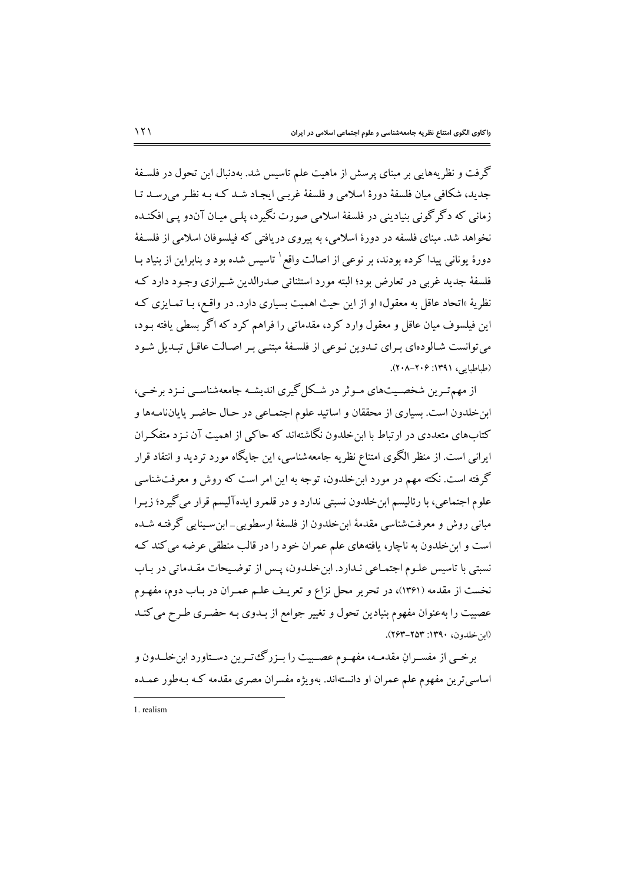گرفت و نظریه‌هایی بر مبنای پرسش از ماهیت علم تاسیس شد. به‌دنبال این تحول در فلسفهٔ جدید، شکافی میان فلسفهٔ دورهٔ اسلامی و فلسفهٔ غربی ایجاد شد که به نظر می‌رسد تا زمانی که دگرگونی بنیادینی در فلسفهٔ اسلامی صورت نگیرد، پلی میان آن‌دو پی افکنده نخواهد شد. مبنای فلسفه در دورهٔ اسلامی، به پیروی دریافتی که فیلسوفان اسلامی از فلسفهٔ دورهٔ یونانی پیدا کرده بودند، بر نوعی از اصالت واقع[1] تاسیس شده بود و بنابراین از بنیاد با فلسفهٔ جدید غربی در تعارض بود؛ البته مورد استثنائی صدرالدین شیرازی وجود دارد که نظریهٔ «اتحاد عاقل به معقول» او از این حیث اهمیت بسیاری دارد. در واقع، با تمایزی که این فیلسوف میان عاقل و معقول وارد کرد، مقدماتی را فراهم کرد که اگر بسطی یافته بود، می‌توانست شالوده‌ای برای تدوین نوعی از فلسفهٔ مبتنی بر اصالت عاقل تبدیل شود (طباطبایی، ۱۳۹۱: ۲۰۶-۲۰۸).

از مهم‌ترین شخصیت‌های موثر در شکل‌گیری اندیشه جامعه‌شناسی نزد برخی، ابن‌خلدون است. بسیاری از محققان و اساتید علوم اجتماعی در حال حاضر پایان‌نامه‌ها و کتاب‌های متعددی در ارتباط با ابن‌خلدون نگاشته‌اند که حاکی از اهمیت آن نزد متفکران ایرانی است. از منظر الگوی امتناع نظریه جامعه‌شناسی، این جایگاه مورد تردید و انتقاد قرار گرفته است. نکته مهم در مورد ابن‌خلدون، توجه به این امر است که روش و معرفت‌شناسی علوم اجتماعی، با رئالیسم ابن‌خلدون نسبتی ندارد و در قلمرو ایده‌آلیسم قرار می‌گیرد؛ زیرا مبانی روش و معرفت‌شناسی مقدمهٔ ابن‌خلدون از فلسفهٔ ارسطویی- ابن‌سینایی گرفته شده است و ابن‌خلدون به ناچار، یافته‌های علم عمران خود را در قالب منطقی عرضه می‌کند که نسبتی با تاسیس علوم اجتماعی ندارد. ابن‌خلدون، پس از توضیحات مقدماتی در باب نخست از مقدمه (۱۳۶۱)، در تحریر محل نزاع و تعریف علم عمران در باب دوم، مفهوم عصبیت را به‌عنوان مفهوم بنیادین تحول و تغییر جوامع از بدوی به حضری طرح می‌کند (ابن‌خلدون، ۱۳۹۰: ۲۵۳-۲۶۳).

برخی از مفسرانِ مقدمه، مفهوم عصبیت را بزرگ‌ترین دستاورد ابن‌خلدون و اساسی‌ترین مفهوم علم عمران او دانسته‌اند. به‌ویژه مفسران مصری مقدمه که به‌طور عمده

---

1. realism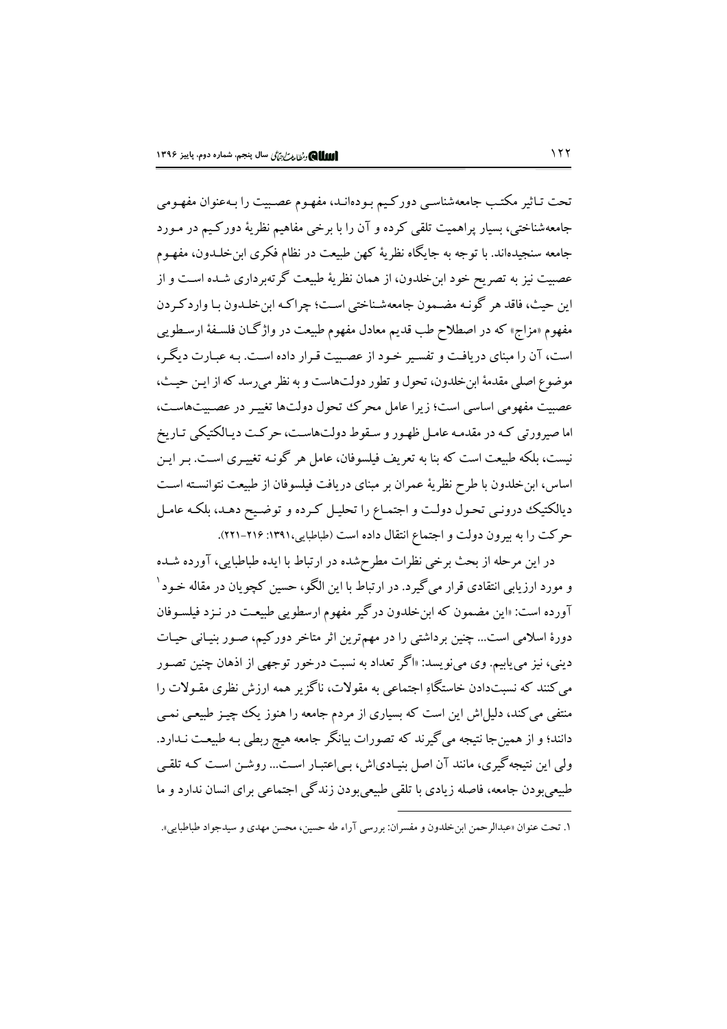تحت تاثیر مکتب جامعه‌شناسی دورکیم بوده‌اند، مفهوم عصبیت را به‌عنوان مفهومی جامعه‌شناختی، بسیار پراهمیت تلقی کرده و آن را با برخی مفاهیم نظریهٔ دورکیم در مورد جامعه سنجیده‌اند. با توجه به جایگاه نظریهٔ کهن طبیعت در نظام فکری ابن‌خلدون، مفهوم عصبیت نیز به تصریح خود ابن‌خلدون، از همان نظریهٔ طبیعت گرته‌برداری شده است و از این حیث، فاقد هر گونه مضمون جامعه‌شناختی است؛ چراکه ابن‌خلدون با واردکردن مفهوم «مزاج» که در اصطلاح طب قدیم معادل مفهوم طبیعت در واژگان فلسفهٔ ارسطویی است، آن را مبنای دریافت و تفسیر خود از عصبیت قرار داده است. به عبارت دیگر، موضوع اصلی مقدمهٔ ابن‌خلدون، تحول و تطور دولت‌هاست و به نظر می‌رسد که از این حیث، عصبیت مفهومی اساسی است؛ زیرا عامل محرک تحول دولت‌ها تغییر در عصبیت‌هاست، اما صیرورتی که در مقدمه عامل ظهور و سقوط دولت‌هاست، حرکت دیالکتیکی تاریخ نیست، بلکه طبیعت است که بنا به تعریف فیلسوفان، عامل هر گونه تغییری است. بر این اساس، ابن‌خلدون با طرح نظریهٔ عمران بر مبنای دریافت فیلسوفان از طبیعت نتوانسته است دیالکتیک درونی تحول دولت و اجتماع را تحلیل کرده و توضیح دهد، بلکه عامل حرکت را به بیرون دولت و اجتماع انتقال داده است (طباطبایی،۱۳۹۱: ۲۱۶-۲۲۱).

در این مرحله از بحث برخی نظرات مطرح‌شده در ارتباط با ایده طباطبایی، آورده شده و مورد ارزیابی انتقادی قرار می‌گیرد. در ارتباط با این الگو، حسین کچویان در مقاله خود[1] آورده است: «این مضمون که ابن‌خلدون درگیر مفهوم ارسطویی طبیعت در نزد فیلسوفان دورهٔ اسلامی است... چنین برداشتی را در مهم‌ترین اثر متاخر دورکیم، صور بنیانی حیات دینی، نیز می‌یابیم. وی می‌نویسد: «اگر تعداد به نسبت درخور توجهی از اذهان چنین تصور می‌کنند که نسبت‌دادن خاستگاهِ اجتماعی به مقولات، ناگزیر همه ارزش نظری مقولات را منتفی می‌کند، دلیل‌اش این است که بسیاری از مردم جامعه را هنوز یک چیز طبیعی نمی دانند؛ و از همین‌جا نتیجه می‌گیرند که تصورات بیانگر جامعه هیچ ربطی به طبیعت ندارد. ولی این نتیجه‌گیری، مانند آن اصل بنیادی‌اش، بی‌اعتبار است... روشن است که تلقی طبیعی‌بودن جامعه، فاصله زیادی با تلقی طبیعی‌بودن زندگی اجتماعی برای انسان ندارد و ما

---

۱. تحت عنوان «عبدالرحمن ابن‌خلدون و مفسران: بررسی آراء طه حسین، محسن مهدی و سیدجواد طباطبایی».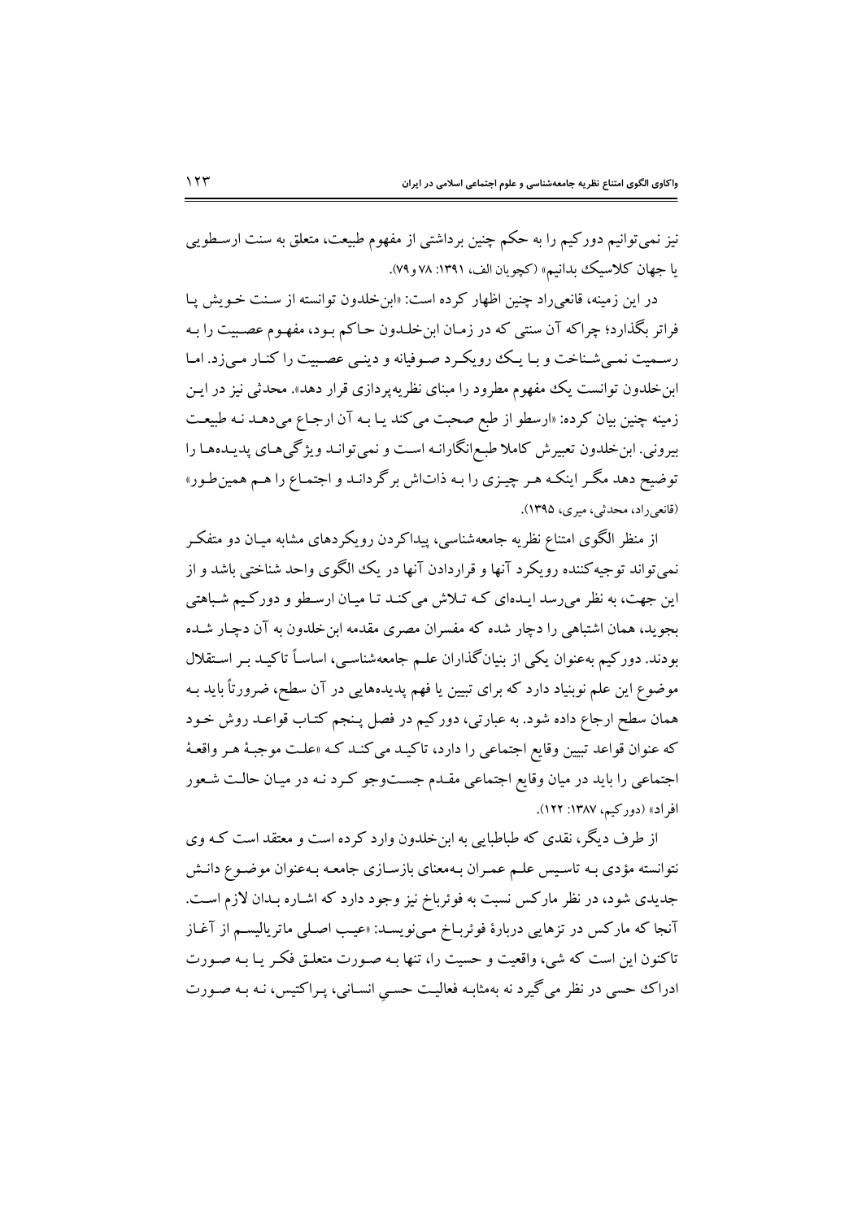نیز نمی‌توانیم دورکیم را به حکم چنین برداشتی از مفهوم طبیعت، متعلق به سنت ارسطویی یا جهان کلاسیک بدانیم» (کچویان الف، ۱۳۹۱: ۷۸ و۷۹).

در این زمینه، قانعی‌راد چنین اظهار کرده است: «ابن‌خلدون توانسته از سنت خویش پا فراتر بگذارد؛ چراکه آن سنتی که در زمان ابن‌خلدون حاکم بود، مفهوم عصبیت را به رسمیت نمی‌شناخت و با یک رویکرد صوفیانه و دینی عصبیت را کنار می‌زد. اما ابن‌خلدون توانست یک مفهوم مطرود را مبنای نظریه‌پردازی قرار دهد». محدثی نیز در این زمینه چنین بیان کرده: «ارسطو از طبع صحبت می‌کند یا به آن ارجاع می‌دهد نه طبیعت بیرونی. ابن‌خلدون تعبیرش کاملا طبع‌انگارانه است و نمی‌تواند ویژگی‌های پدیده‌ها را توضیح دهد مگر اینکه هر چیزی را به ذات‌اش برگرداند و اجتماع را هم همین‌طور» (قانعی‌راد، محدثی، میری، ۱۳۹۵).

از منظر الگوی امتناع نظریه جامعه‌شناسی، پیداکردن رویکردهای مشابه میان دو متفکر نمی‌تواند توجیه‌کننده رویکرد آنها و قراردادن آنها در یک الگوی واحد شناختی باشد و از این جهت، به نظر می‌رسد ایده‌ای که تلاش می‌کند تا میان ارسطو و دورکیم شباهتی بجوید، همان اشتباهی را دچار شده که مفسران مصری مقدمه ابن‌خلدون به آن دچار شده بودند. دورکیم به‌عنوان یکی از بنیان‌گذاران علم جامعه‌شناسی، اساساً تاکید بر استقلال موضوع این علم نوبنیاد دارد که برای تبیین یا فهم پدیده‌هایی در آن سطح، ضرورتاً باید به همان سطح ارجاع داده شود. به عبارتی، دورکیم در فصل پنجم کتاب قواعد روش خود که عنوان قواعد تبیین وقایع اجتماعی را دارد، تاکید می‌کند که «علت موجبهٔ هر واقعهٔ اجتماعی را باید در میان وقایع اجتماعی مقدم جست‌وجو کرد نه در میان حالت شعور افراد» (دورکیم، ۱۳۸۷: ۱۲۲).

از طرف دیگر، نقدی که طباطبایی به ابن‌خلدون وارد کرده است و معتقد است که وی نتوانسته مؤدی به تاسیس علم عمران به‌معنای بازسازی جامعه به‌عنوان موضوع دانش جدیدی شود، در نظر مارکس نسبت به فوئرباخ نیز وجود دارد که اشاره بدان لازم است. آنجا که مارکس در تزهایی دربارهٔ فوئرباخ می‌نویسد: «عیب اصلی ماتریالیسم از آغاز تاکنون این است که شی، واقعیت و حسیت را، تنها به صورت متعلق فکر یا به صورت ادراک حسی در نظر می‌گیرد نه به‌مثابه فعالیت حسیِ انسانی، پراکتیس، نه به صورت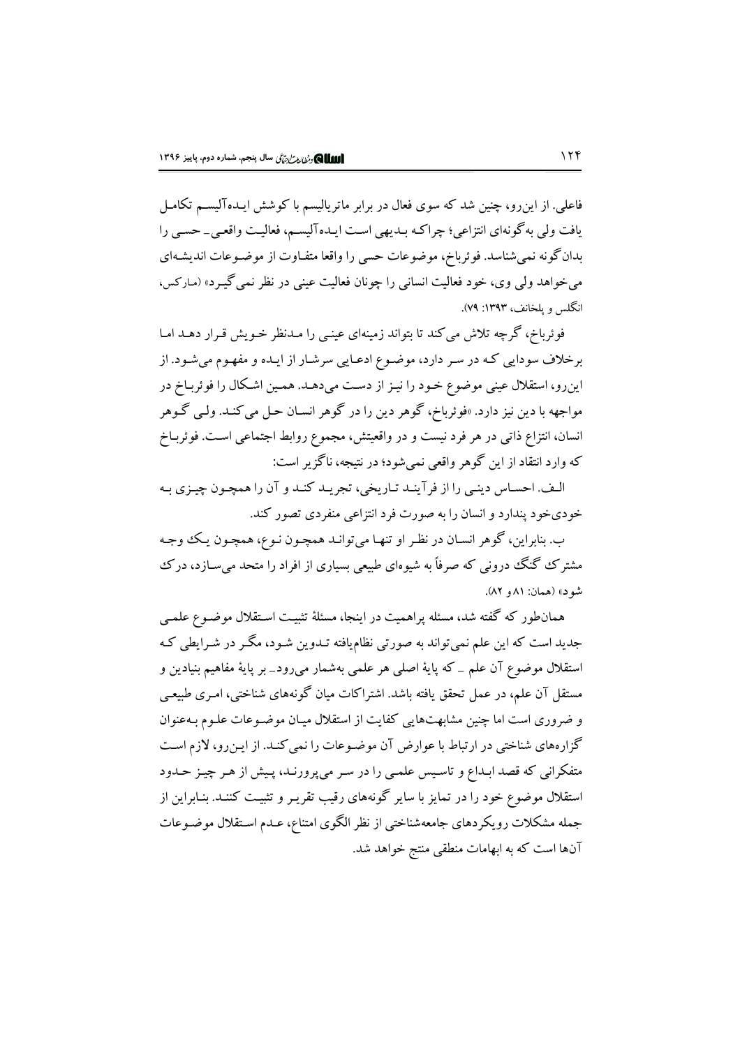فاعلی. از این‌رو، چنین شد که سوی فعال در برابر ماتریالیسم با کوشش ایده‌آلیسم تکامل یافت ولی به‌گونه‌ای انتزاعی؛ چراکه بدیهی است ایده‌آلیسم، فعالیت واقعی ـ حسی را بدان‌گونه نمی‌شناسد. فوئرباخ، موضوعات حسی را واقعا متفاوت از موضوعات اندیشه‌ای می‌خواهد ولی وی، خود فعالیت انسانی را چونان فعالیت عینی در نظر نمی‌گیرد» (مارکس، انگلس و پلخانف، ۱۳۹۳: ۷۹).

فوئرباخ، گرچه تلاش می‌کند تا بتواند زمینه‌ای عینی را مدنظر خویش قرار دهد اما برخلاف سودایی که در سر دارد، موضوع ادعایی سرشار از ایده و مفهوم می‌شود. از این‌رو، استقلال عینی موضوع خود را نیز از دست می‌دهد. همین اشکال را فوئرباخ در مواجهه با دین نیز دارد. «فوئرباخ، گوهر دین را در گوهر انسان حل می‌کند. ولی گوهر انسان، انتزاع ذاتی در هر فرد نیست و در واقعیتش، مجموع روابط اجتماعی است. فوئرباخ که وارد انتقاد از این گوهر واقعی نمی‌شود؛ در نتیجه، ناگزیر است:

الف. احساس دینی را از فرآیند تاریخی، تجرید کند و آن را همچون چیزی به خودی‌خود پندارد و انسان را به صورت فرد انتزاعی منفردی تصور کند.

ب. بنابراین، گوهر انسان در نظر او تنها می‌تواند همچون نوع، همچون یک وجه مشترک گنگ درونی که صرفاً به شیوه‌ای طبیعی بسیاری از افراد را متحد می‌سازد، درک شود» (همان: ۸۱ و ۸۲).

همان‌طور که گفته شد، مسئله پراهمیت در اینجا، مسئلهٔ تثبیت استقلال موضوع علمی جدید است که این علم نمی‌تواند به صورتی نظام‌یافته تدوین شود، مگر در شرایطی که استقلال موضوع آن علم ـ که پایهٔ اصلی هر علمی به‌شمار می‌رود ـ بر پایهٔ مفاهیم بنیادین و مستقل آن علم، در عمل تحقق یافته باشد. اشتراکات میان گونه‌های شناختی، امری طبیعی و ضروری است اما چنین مشابهت‌هایی کفایت از استقلال میان موضوعات علوم به‌عنوان گزاره‌های شناختی در ارتباط با عوارض آن موضوعات را نمی‌کند. از این‌رو، لازم است متفکرانی که قصد ابداع و تاسیس علمی را در سر می‌پرورند، پیش از هر چیز حدود استقلال موضوع خود را در تمایز با سایر گونه‌های رقیب تقریر و تثبیت کنند. بنابراین از جمله مشکلات رویکردهای جامعه‌شناختی از نظر الگوی امتناع، عدم استقلال موضوعات آن‌ها است که به ابهامات منطقی منتج خواهد شد.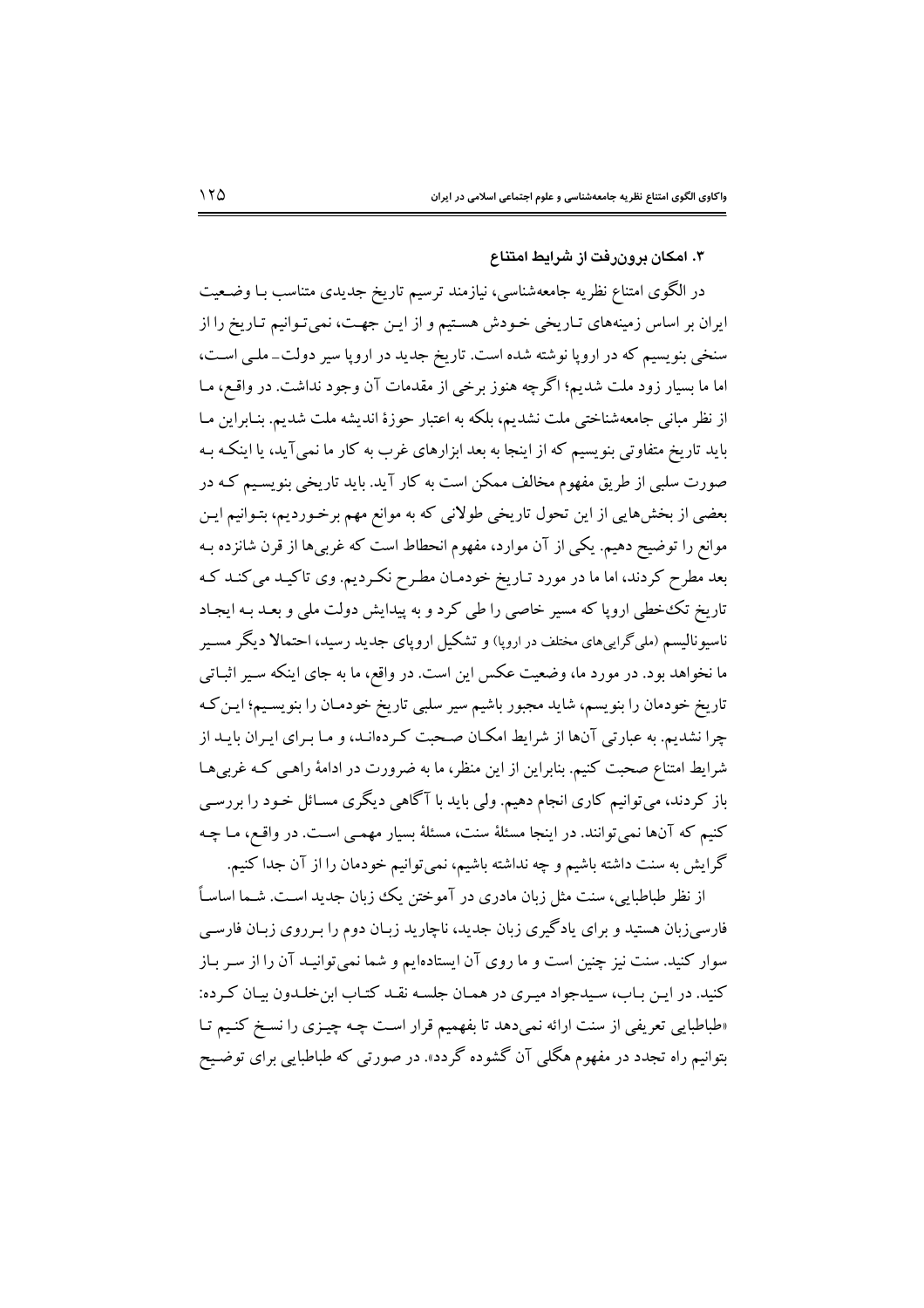### ۳. امکان برون‌رفت از شرایط امتناع

در الگوی امتناع نظریه جامعه‌شناسی، نیازمند ترسیم تاریخ جدیدی متناسب با وضعیت ایران بر اساس زمینه‌های تاریخی خودش هستیم و از این جهت، نمی‌توانیم تاریخ را از سنخی بنویسیم که در اروپا نوشته شده است. تاریخ جدید در اروپا سیر دولت ـ ملی است، اما ما بسیار زود ملت شدیم؛ اگرچه هنوز برخی از مقدمات آن وجود نداشت. در واقع، ما از نظر مبانی جامعه‌شناختی ملت نشدیم، بلکه به اعتبار حوزهٔ اندیشه ملت شدیم. بنابراین ما باید تاریخ متفاوتی بنویسیم که از اینجا به بعد ابزارهای غرب به کار ما نمی‌آید، یا اینکه به صورت سلبی از طریق مفهوم مخالف ممکن است به کار آید. باید تاریخی بنویسیم که در بعضی از بخش‌هایی از این تحول تاریخی طولانی که به موانع مهم برخوردیم، بتوانیم این موانع را توضیح دهیم. یکی از آن موارد، مفهوم انحطاط است که غربی‌ها از قرن شانزده به بعد مطرح کردند، اما ما در مورد تاریخ خودمان مطرح نکردیم. وی تاکید می‌کند که تاریخ تک‌خطی اروپا که مسیر خاصی را طی کرد و به پیدایش دولت ملی و بعد به ایجاد ناسیونالیسم (ملی‌گرایی‌های مختلف در اروپا) و تشکیل اروپای جدید رسید، احتمالا دیگر مسیر ما نخواهد بود. در مورد ما، وضعیت عکس این است. در واقع، ما به جای اینکه سیر اثباتی تاریخ خودمان را بنویسم، شاید مجبور باشیم سیر سلبی تاریخ خودمان را بنویسیم؛ این‌که چرا نشدیم. به عبارتی آن‌ها از شرایط امکان صحبت کرده‌اند، و ما برای ایران باید از شرایط امتناع صحبت کنیم. بنابراین از این منظر، ما به ضرورت در ادامهٔ راهی که غربی‌ها باز کردند، می‌توانیم کاری انجام دهیم. ولی باید با آگاهی دیگری مسائل خود را بررسی کنیم که آن‌ها نمی‌توانند. در اینجا مسئلهٔ سنت، مسئلهٔ بسیار مهمی است. در واقع، ما چه گرایش به سنت داشته باشیم و چه نداشته باشیم، نمی‌توانیم خودمان را از آن جدا کنیم.

از نظر طباطبایی، سنت مثل زبان مادری در آموختن یک زبان جدید است. شما اساساً فارسی‌زبان هستید و برای یادگیری زبان جدید، ناچارید زبان دوم را برروی زبان فارسی سوار کنید. سنت نیز چنین است و ما روی آن ایستاده‌ایم و شما نمی‌توانید آن را از سر باز کنید. در این باب، سیدجواد میری در همان جلسه نقد کتاب ابن‌خلدون بیان کرده: «طباطبایی تعریفی از سنت ارائه نمی‌دهد تا بفهمیم قرار است چه چیزی را نسخ کنیم تا بتوانیم راه تجدد در مفهوم هگلی آن گشوده گردد». در صورتی که طباطبایی برای توضیح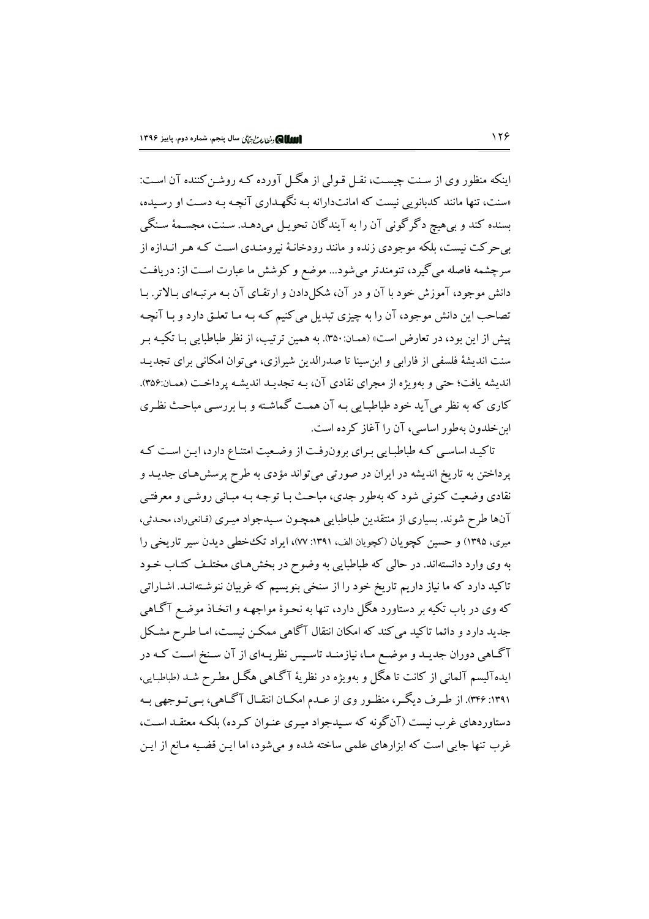اینکه منظور وی از سنت چیست، نقل قولی از هگل آورده که روشن‌کننده آن است: «سنت، تنها مانند کدبانویی نیست که امانت‌دارانه به نگهداری آنچه به دست او رسیده، بسنده کند و بی‌هیچ دگرگونی آن را به آیندگان تحویل می‌دهد. سنت، مجسمهٔ سنگی بی‌حرکت نیست، بلکه موجودی زنده و مانند رودخانهٔ نیرومندی است که هر اندازه از سرچشمه فاصله می‌گیرد، تنومندتر می‌شود... موضع و کوشش ما عبارت است از: دریافت دانش موجود، آموزش خود با آن و در آن، شکل‌دادن و ارتقای آن به مرتبه‌ای بالاتر. با تصاحب این دانش موجود، آن را به چیزی تبدیل می‌کنیم که به ما تعلق دارد و با آنچه پیش از این بود، در تعارض است» (همان: ۳۵۰). به همین ترتیب، از نظر طباطبایی با تکیه بر سنت اندیشهٔ فلسفی از فارابی و ابن‌سینا تا صدرالدین شیرازی، می‌توان امکانی برای تجدید اندیشه یافت؛ حتی و به‌ویژه از مجرای نقادی آن، به تجدید اندیشه پرداخت (همان:۳۵۶). کاری که به نظر می‌آید خود طباطبایی به آن همت گماشته و با بررسی مباحث نظری ابن‌خلدون به‌طور اساسی، آن را آغاز کرده است.

تاکید اساسی که طباطبایی برای برون‌رفت از وضعیت امتناع دارد، این است که پرداختن به تاریخ اندیشه در ایران در صورتی می‌تواند مؤدی به طرح پرسش‌های جدید و نقادی وضعیت کنونی شود که به‌طور جدی، مباحث با توجه به مبانی روشی و معرفتی آن‌ها طرح شوند. بسیاری از منتقدین طباطبایی همچون سیدجواد میری (قانعی‌راد، محدثی، میری، ۱۳۹۵) و حسین کچویان (کچویان الف، ۱۳۹۱: ۷۷)، ایراد تک‌خطی دیدن سیر تاریخی را به وی وارد دانسته‌اند. در حالی که طباطبایی به وضوح در بخش‌های مختلف کتاب خود تاکید دارد که ما نیاز داریم تاریخ خود را از سنخی بنویسیم که غربیان ننوشته‌اند. اشاراتی که وی در باب تکیه بر دستاورد هگل دارد، تنها به نحوهٔ مواجهه و اتخاذ موضع آگاهی جدید دارد و دائما تاکید می‌کند که امکان انتقال آگاهی ممکن نیست، اما طرح مشکل آگاهی دوران جدید و موضع ما، نیازمند تاسیس نظریه‌ای از آن سنخ است که در ایده‌آلیسم آلمانی از کانت تا هگل و به‌ویژه در نظریهٔ آگاهی هگل مطرح شد (طباطبایی، ۱۳۹۱: ۳۴۶). از طرف دیگر، منظور وی از عدم امکان انتقال آگاهی، بی‌توجهی به دستاوردهای غرب نیست (آن‌گونه که سیدجواد میری عنوان کرده) بلکه معتقد است، غرب تنها جایی است که ابزارهای علمی ساخته شده و می‌شود، اما این قضیه مانع از این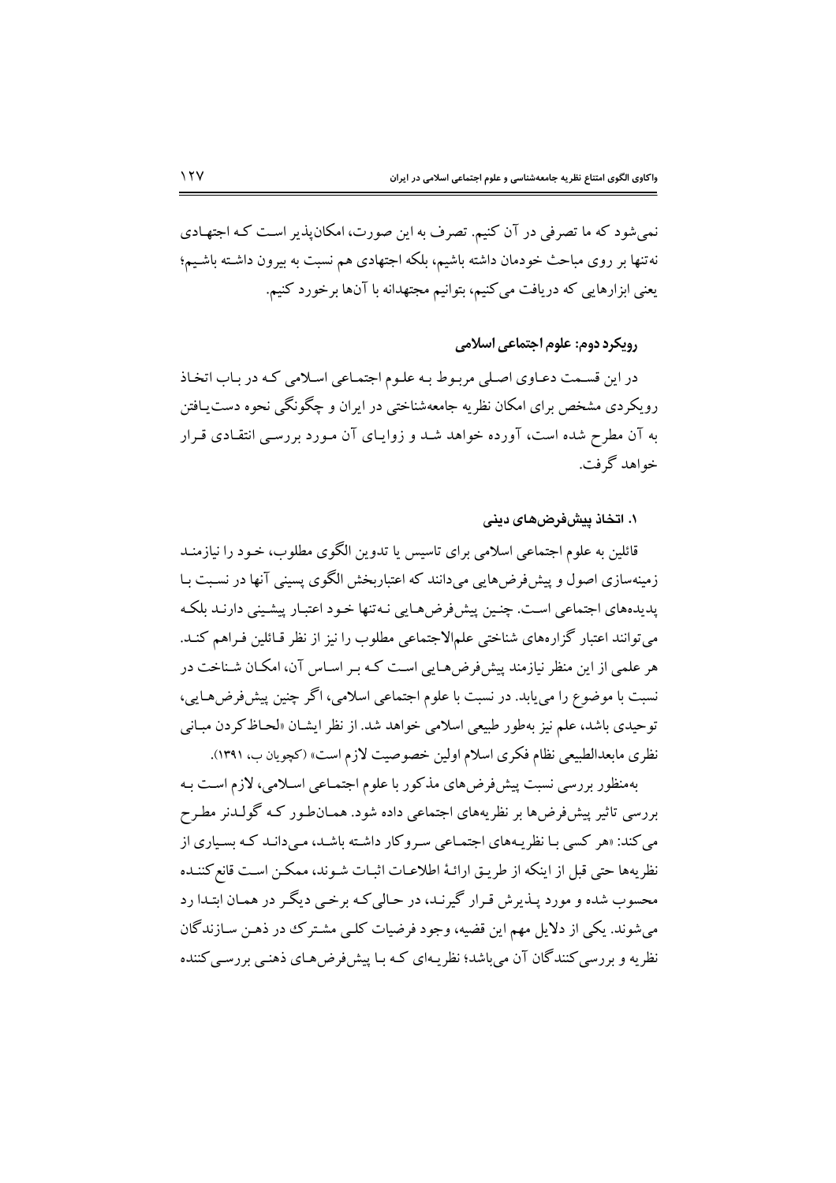نمی‌شود که ما تصرفی در آن کنیم. تصرف به این صورت، امکان‌پذیر است که اجتهادی نه‌تنها بر روی مباحث خودمان داشته باشیم، بلکه اجتهادی هم نسبت به بیرون داشته باشیم؛ یعنی ابزارهایی که دریافت می‌کنیم، بتوانیم مجتهدانه با آن‌ها برخورد کنیم.

## رویکرد دوم: علوم اجتماعی اسلامی

در این قسمت دعاوی اصلی مربوط به علوم اجتماعی اسلامی که در باب اتخاذ رویکردی مشخص برای امکان نظریه جامعه‌شناختی در ایران و چگونگی نحوه دست‌یافتن به آن مطرح شده است، آورده خواهد شد و زوایای آن مورد بررسی انتقادی قرار خواهد گرفت.

### ۱. اتخاذ پیش‌فرض‌های دینی

قائلین به علوم اجتماعی اسلامی برای تاسیس یا تدوین الگوی مطلوب، خود را نیازمند زمینه‌سازی اصول و پیش‌فرض‌هایی می‌دانند که اعتباربخش الگوی پسینی آنها در نسبت با پدیده‌های اجتماعی است. چنین پیش‌فرض‌هایی نه‌تنها خود اعتبار پیشینی دارند بلکه می‌توانند اعتبار گزاره‌های شناختی علم‌الاجتماعی مطلوب را نیز از نظر قائلین فراهم کند. هر علمی از این منظر نیازمند پیش‌فرض‌هایی است که بر اساس آن، امکان شناخت در نسبت با موضوع را می‌یابد. در نسبت با علوم اجتماعی اسلامی، اگر چنین پیش‌فرض‌هایی، توحیدی باشد، علم نیز به‌طور طبیعی اسلامی خواهد شد. از نظر ایشان «لحاظ‌کردن مبانی نظری مابعدالطبیعی نظام فکری اسلام اولین خصوصیت لازم است» (کچویان ب، ۱۳۹۱).

به‌منظور بررسی نسبت پیش‌فرض‌های مذکور با علوم اجتماعی اسلامی، لازم است به بررسی تاثیر پیش‌فرض‌ها بر نظریه‌های اجتماعی داده شود. همان‌طور که گولدنر مطرح می‌کند: «هر کسی با نظریه‌های اجتماعی سروکار داشته باشد، می‌داند که بسیاری از نظریه‌ها حتی قبل از اینکه از طریق ارائهٔ اطلاعات اثبات شوند، ممکن است قانع‌کننده محسوب شده و مورد پذیرش قرار گیرند، در حالی که برخی دیگر در همان ابتدا رد می‌شوند. یکی از دلایل مهم این قضیه، وجود فرضیات کلی مشترک در ذهن سازندگان نظریه و بررسی‌کنندگان آن می‌باشد؛ نظریه‌ای که با پیش‌فرض‌های ذهنی بررسی‌کننده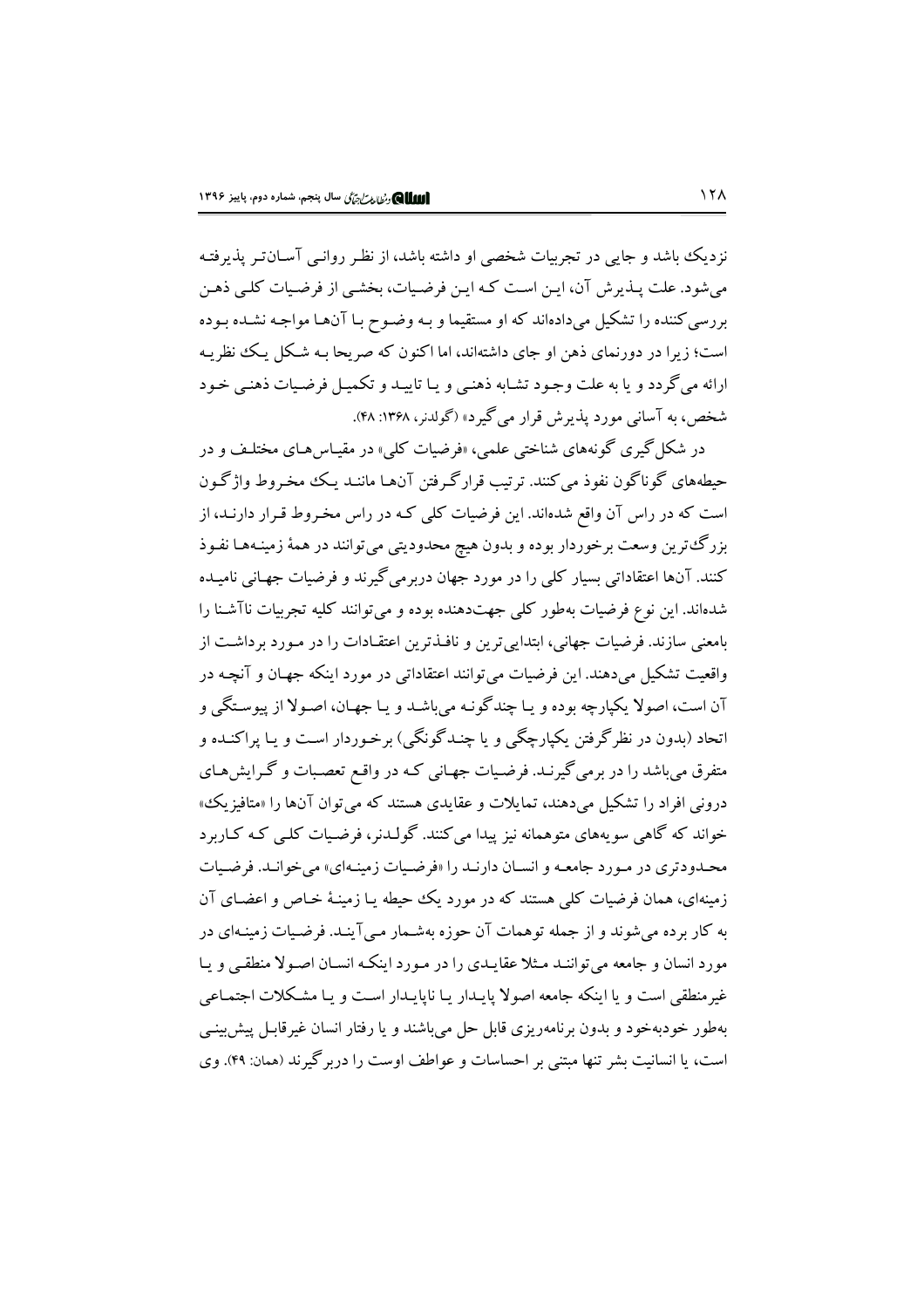نزدیک باشد و جایی در تجربیات شخصی او داشته باشد، از نظر روانی آسان‌تر پذیرفته می‌شود. علت پذیرش آن، این است که این فرضیات، بخشی از فرضیات کلی ذهن بررسی‌کننده را تشکیل می‌داده‌اند که او مستقیما و به وضوح با آن‌ها مواجه نشده بوده است؛ زیرا در دورنمای ذهن او جای داشته‌اند، اما اکنون که صریحا به شکل یک نظریه ارائه می‌گردد و یا به علت وجود تشابه ذهنی و یا تایید و تکمیل فرضیات ذهنی خود شخص، به آسانی مورد پذیرش قرار می‌گیرد» (گولدنر، ۱۳۶۸: ۴۸).

در شکل‌گیری گونه‌های شناختی علمی، «فرضیات کلی» در مقیاس‌های مختلف و در حیطه‌های گوناگون نفوذ می‌کنند. ترتیب قرارگرفتن آن‌ها مانند یک مخروط واژگون است که در راس آن واقع شده‌اند. این فرضیات کلی که در راس مخروط قرار دارند، از بزرگ‌ترین وسعت برخوردار بوده و بدون هیچ محدودیتی می‌توانند در همهٔ زمینه‌ها نفوذ کنند. آن‌ها اعتقاداتی بسیار کلی را در مورد جهان دربرمی‌گیرند و فرضیات جهانی نامیده شده‌اند. این نوع فرضیات به‌طور کلی جهت‌دهنده بوده و می‌توانند کلیه تجربیات ناآشنا را بامعنی سازند. فرضیات جهانی، ابتدایی‌ترین و نافذترین اعتقادات را در مورد برداشت از واقعیت تشکیل می‌دهند. این فرضیات می‌توانند اعتقاداتی در مورد اینکه جهان و آنچه در آن است، اصولا یکپارچه بوده و یا چندگونه می‌باشد و یا جهان، اصولا از پیوستگی و اتحاد (بدون در نظرگرفتن یکپارچگی و یا چندگونگی) برخوردار است و یا پراکنده و متفرق می‌باشد را در برمی‌گیرند. فرضیات جهانی که در واقع تعصبات و گرایش‌های درونی افراد را تشکیل می‌دهند، تمایلات و عقایدی هستند که می‌توان آن‌ها را «متافیزیک» خواند که گاهی سویه‌های متوهمانه نیز پیدا می‌کنند. گولدنر، فرضیات کلی که کاربرد محدودتری در مورد جامعه و انسان دارند را «فرضیات زمینه‌ای» می‌خواند. فرضیات زمینه‌ای، همان فرضیات کلی هستند که در مورد یک حیطه یا زمینهٔ خاص و اعضای آن به کار برده می‌شوند و از جمله توهمات آن حوزه به‌شمار می‌آیند. فرضیات زمینه‌ای در مورد انسان و جامعه می‌توانند مثلا عقایدی را در مورد اینکه انسان اصولا منطقی و یا غیرمنطقی است و یا اینکه جامعه اصولا پایدار یا ناپایدار است و یا مشکلات اجتماعی به‌طور خودبه‌خود و بدون برنامه‌ریزی قابل حل می‌باشند و یا رفتار انسان غیرقابل پیش‌بینی است، یا انسانیت بشر تنها مبتنی بر احساسات و عواطف اوست را دربرگیرند (همان: ۴۹). وی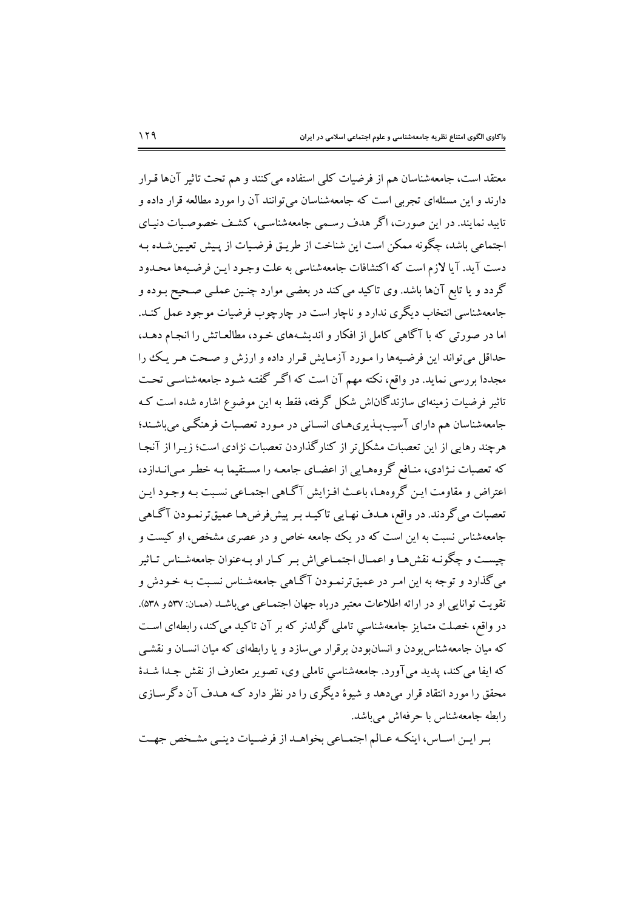معتقد است، جامعه‌شناسان هم از فرضیات کلی استفاده می‌کنند و هم تحت تاثیر آن‌ها قرار دارند و این مسئله‌ای تجربی است که جامعه‌شناسان می‌توانند آن را مورد مطالعه قرار داده و تایید نمایند. در این صورت، اگر هدف رسمی جامعه‌شناسی، کشف خصوصیات دنیای اجتماعی باشد، چگونه ممکن است این شناخت از طریق فرضیات از پیش تعیین‌شده به دست آید. آیا لازم است که اکتشافات جامعه‌شناسی به علت وجود این فرضیه‌ها محدود گردد و یا تابع آن‌ها باشد. وی تاکید می‌کند در بعضی موارد چنین عملی صحیح بوده و جامعه‌شناسی انتخاب دیگری ندارد و ناچار است در چارچوب فرضیات موجود عمل کند. اما در صورتی که با آگاهی کامل از افکار و اندیشه‌های خود، مطالعاتش را انجام دهد، حداقل می‌تواند این فرضیه‌ها را مورد آزمایش قرار داده و ارزش و صحت هر یک را مجددا بررسی نماید. در واقع، نکته مهم آن است که اگر گفته شود جامعه‌شناسی تحت تاثیر فرضیات زمینه‌ای سازندگان‌اش شکل گرفته، فقط به این موضوع اشاره شده است که جامعه‌شناسان هم دارای آسیب‌پذیری‌های انسانی در مورد تعصبات فرهنگی می‌باشند؛ هرچند رهایی از این تعصبات مشکل‌تر از کنارگذاردن تعصبات نژادی است؛ زیرا از آنجا که تعصبات نژادی، منافع گروه‌هایی از اعضای جامعه را مستقیما به خطر می‌اندازد، اعتراض و مقاومت این گروه‌ها، باعث افزایش آگاهی اجتماعی نسبت به وجود این تعصبات می‌گردند. در واقع، هدف نهایی تاکید بر پیش‌فرض‌ها عمیق‌ترنمودن آگاهی جامعه‌شناس نسبت به این است که در یک جامعه خاص و در عصری مشخص، او کیست و چیست و چگونه نقش‌ها و اعمال اجتماعی‌اش بر کار او به‌عنوان جامعه‌شناس تاثیر می‌گذارد و توجه به این امر در عمیق‌ترنمودن آگاهی جامعه‌شناس نسبت به خودش و تقویت توانایی او در ارائه اطلاعات معتبر درباه جهان اجتماعی می‌باشد (همان: ۵۳۷ و ۵۳۸). در واقع، خصلت متمایز جامعه‌شناسیِ تاملی گولدنر که بر آن تاکید می‌کند، رابطه‌ای است که میان جامعه‌شناس‌بودن و انسان‌بودن برقرار می‌سازد و یا رابطه‌ای که میان انسان و نقشی که ایفا می‌کند، پدید می‌آورد. جامعه‌شناسیِ تاملی وی، تصویر متعارف از نقش جدا شدهٔ محقق را مورد انتقاد قرار می‌دهد و شیوهٔ دیگری را در نظر دارد که هدف آن دگرسازی رابطه جامعه‌شناس با حرفه‌اش می‌باشد.

بر این اساس، اینکه عالم اجتماعی بخواهد از فرضیات دینی مشخص جهت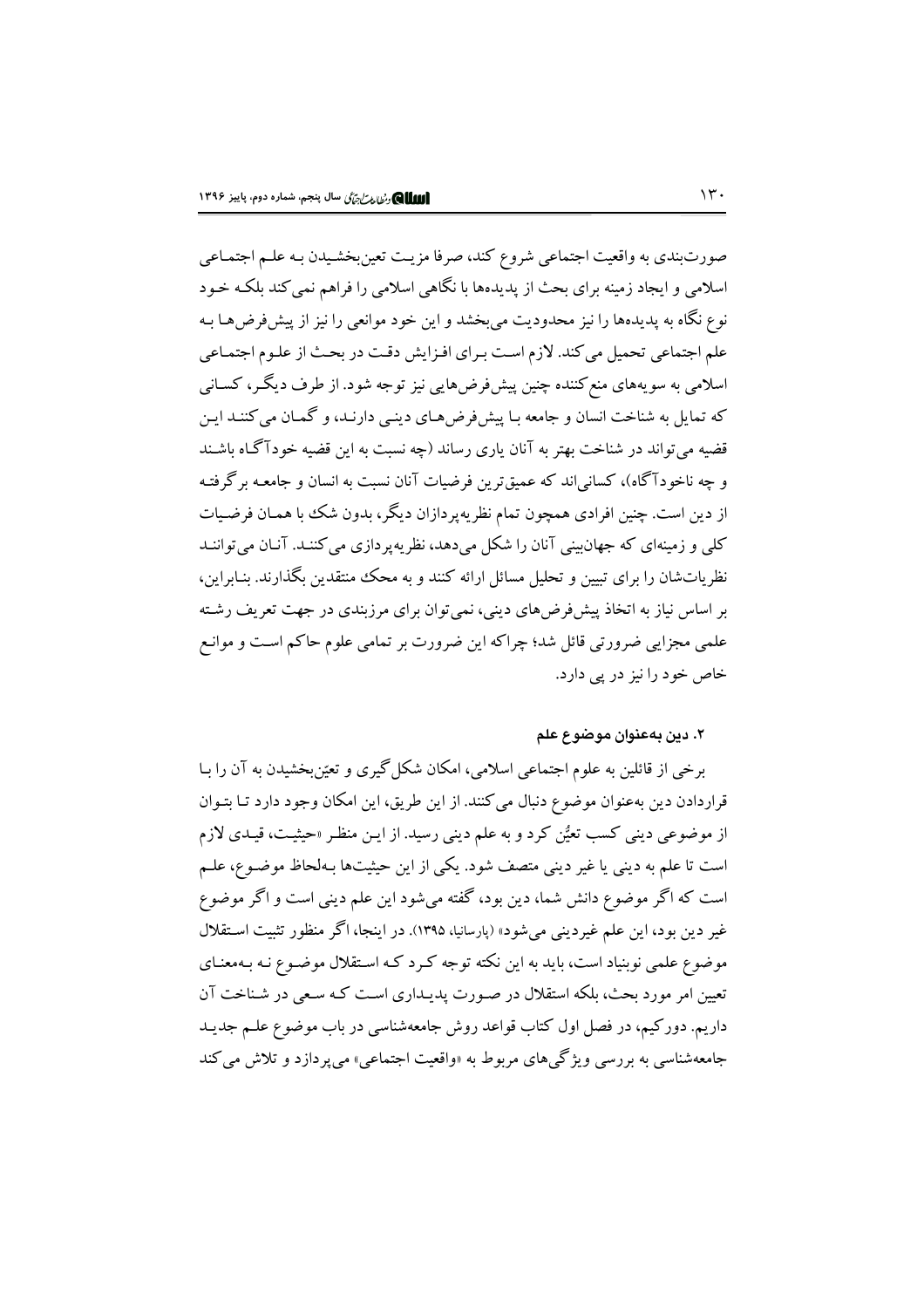صورت‌بندی به واقعیت اجتماعی شروع کند، صرفا مزیت تعین‌بخشیدن بـه علـم اجتمـاعی اسلامی و ایجاد زمینه برای بحث از پدیده‌ها با نگاهی اسلامی را فراهم نمی‌کند بلکـه خـود نوع نگاه به پدیده‌ها را نیز محدودیت می‌بخشد و این خود موانعی را نیز از پیش‌فرض‌هـا بـه علم اجتماعی تحمیل می‌کند. لازم اسـت بـرای افـزایش دقـت در بحـث از علـوم اجتمـاعی اسلامی به سویه‌های منع‌کننده چنین پیش‌فرض‌هایی نیز توجه شود. از طرف دیگـر، کسـانی که تمایل به شناخت انسان و جامعه بـا پیش‌فرض‌هـای دینـی دارنـد، و گمـان می‌کننـد ایـن قضیه می‌تواند در شناخت بهتر به آنان یاری رساند (چه نسبت به این قضیه خودآگـاه باشـند و چه ناخودآگاه)، کسانی‌اند که عمیق‌ترین فرضیات آنان نسبت به انسان و جامعـه برگرفتـه از دین است. چنین افرادی همچون تمام نظریه‌پردازان دیگر، بدون شک با همـان فرضـیات کلی و زمینه‌ای که جهان‌بینی آنان را شکل می‌دهد، نظریه‌پردازی می‌کننـد. آنـان می‌تواننـد نظریات‌شان را برای تبیین و تحلیل مسائل ارائه کنند و به محک منتقدین بگذارند. بنـابراین، بر اساس نیاز به اتخاذ پیش‌فرض‌های دینی، نمی‌توان برای مرزبندی در جهت تعریف رشـته علمی مجزایی ضرورتی قائل شد؛ چراکه این ضرورت بر تمامی علوم حاکم اسـت و موانـع خاص خود را نیز در پی دارد.

### ۲. دین به‌عنوان موضوع علم

برخی از قائلین به علوم اجتماعی اسلامی، امکان شکل‌گیری و تعیّن‌بخشیدن به آن را بـا قراردادن دین به‌عنوان موضوع دنبال می‌کنند. از این طریق، این امکان وجود دارد تـا بتـوان از موضوعی دینی کسب تعیُّن کرد و به علم دینی رسید. از ایـن منظـر «حیثیـت، قیـدی لازم است تا علم به دینی یا غیر دینی متصف شود. یکی از این حیثیت‌ها بـه‌لحاظ موضـوع، علـم است که اگر موضوع دانش شما، دین بود، گفته می‌شود این علم دینی است و اگر موضوع غیر دین بود، این علم غیردینی می‌شود» (پارسانیا، ۱۳۹۵). در اینجا، اگر منظور تثبیت اسـتقلال موضوع علمی نوبنیاد است، باید به این نکته توجه کـرد کـه اسـتقلال موضـوع نـه بـه‌معنـای تعیین امر مورد بحث، بلکه استقلال در صـورت پدیـداری اسـت کـه سـعی در شـناخت آن داریم. دورکیم، در فصل اول کتاب قواعد روش جامعه‌شناسی در باب موضوع علـم جدیـد جامعه‌شناسی به بررسی ویژگی‌های مربوط به «واقعیت اجتماعی» می‌پردازد و تلاش می‌کند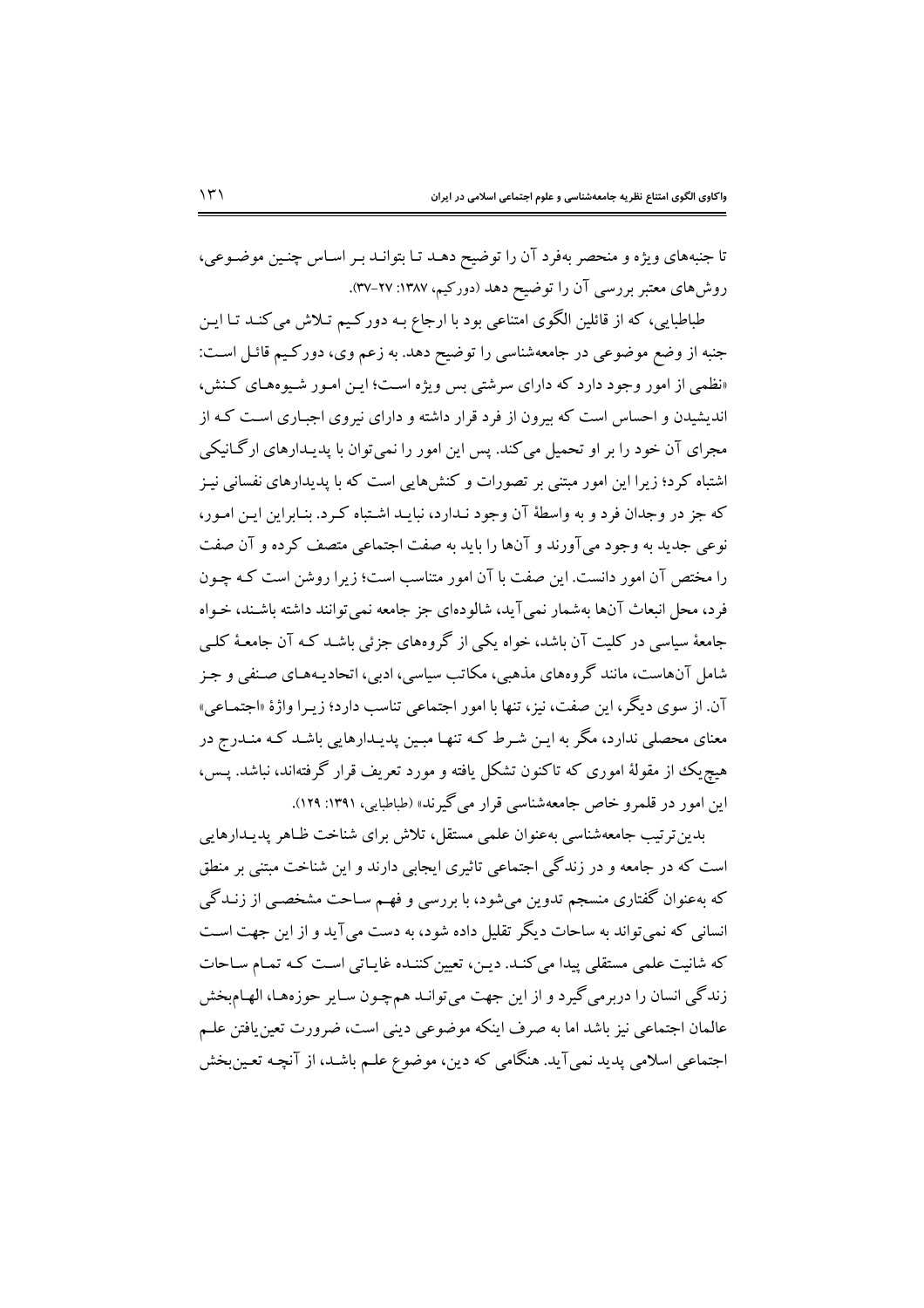تا جنبه‌های ویژه و منحصر به‌فرد آن را توضیح دهـد تـا بتوانـد بـر اسـاس چنـین موضـوعی، روش‌های معتبر بررسی آن را توضیح دهد (دورکیم، ۱۳۸۷: ۲۷-۳۷).

طباطبایی، که از قائلین الگوی امتناعی بود با ارجاع بـه دورکـیم تـلاش می‌کنـد تـا ایـن جنبه از وضع موضوعی در جامعه‌شناسی را توضیح دهد. به زعم وی، دورکـیم قائـل اسـت: «نظمی از امور وجود دارد که دارای سرشتی بس ویژه اسـت؛ ایـن امـور شـیوه‌هـای کـنش، اندیشیدن و احساس است که بیرون از فرد قرار داشته و دارای نیروی اجبـاری اسـت کـه از مجرای آن خود را بر او تحمیل می‌کند. پس این امور را نمی‌توان با پدیـدارهای ارگـانیکی اشتباه کرد؛ زیرا این امور مبتنی بر تصورات و کنش‌هایی است که با پدیدارهای نفسانی نیـز که جز در وجدان فرد و به واسطهٔ آن وجود نـدارد، نبایـد اشـتباه کـرد. بنـابراین ایـن امـور، نوعی جدید به وجود می‌آورند و آن‌ها را باید به صفت اجتماعی متصف کرده و آن صفت را مختص آن امور دانست. این صفت با آن امور متناسب است؛ زیرا روشن است کـه چـون فرد، محل انبعاث آن‌ها به‌شمار نمی‌آید، شالوده‌ای جز جامعه نمی‌توانند داشته باشـند، خـواه جامعهٔ سیاسی در کلیت آن باشد، خواه یکی از گروه‌های جزئی باشـد کـه آن جامعـهٔ کلـی شامل آن‌هاست، مانند گروه‌های مذهبی، مکاتب سیاسی، ادبی، اتحادیـه‌هـای صـنفی و جـز آن. از سوی دیگر، این صفت، نیز، تنها با امور اجتماعی تناسب دارد؛ زیـرا واژهٔ «اجتمـاعی» معنای محصلی ندارد، مگر به ایـن شـرط کـه تنهـا مبـین پدیـدارهایی باشـد کـه منـدرج در هیچ‌یک از مقولهٔ اموری که تاکنون تشکل یافته و مورد تعریف قرار گرفته‌اند، نباشد. پـس، این امور در قلمرو خاص جامعه‌شناسی قرار می‌گیرند» (طباطبایی، ۱۳۹۱: ۱۲۹).

بدین‌ترتیب جامعه‌شناسی به‌عنوان علمی مستقل، تلاش برای شناخت ظـاهر پدیـدارهایی است که در جامعه و در زندگی اجتماعی تاثیری ایجابی دارند و این شناخت مبتنی بر منطق که به‌عنوان گفتاری منسجم تدوین می‌شود، با بررسی و فهـم سـاحت مشخصـی از زنـدگی انسانی که نمی‌تواند به ساحات دیگر تقلیل داده شود، به دست می‌آید و از این جهت اسـت که شانیت علمی مستقلی پیدا می‌کنـد. دیـن، تعیین‌کننـده غایـاتی اسـت کـه تمـام سـاحات زندگی انسان را دربرمی‌گیرد و از این جهت می‌توانـد هم‌چـون سـایر حوزه‌هـا، الهـام‌بخش عالمان اجتماعی نیز باشد اما به صرف اینکه موضوعی دینی است، ضرورت تعین‌یافتن علـم اجتماعی اسلامی پدید نمی‌آید. هنگامی که دین، موضوع علـم باشـد، از آنچـه تعـین‌بخش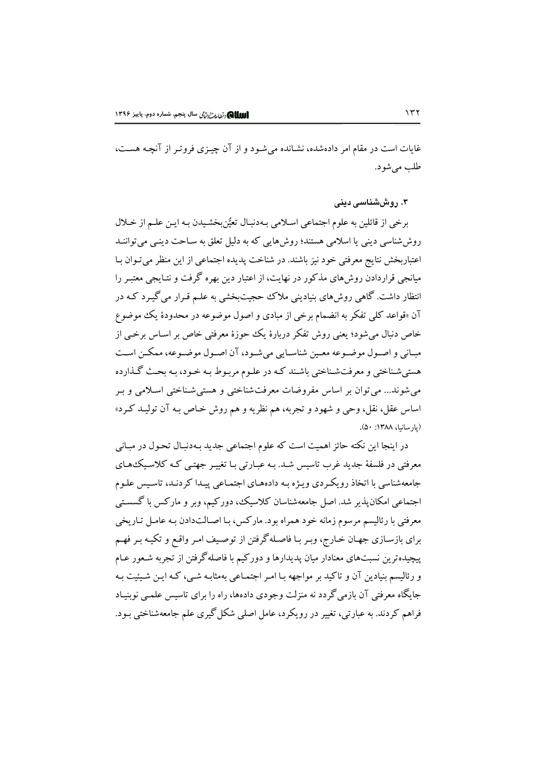غایات است در مقام امر داده‌شده، نشانده می‌شود و از آن چیزی فروتر از آنچه هست، طلب می‌شود.

### ۳. روش‌شناسی دینی

برخی از قائلین به علوم اجتماعی اسلامی به‌دنبال تعیُّن‌بخشیدن به این علم از خلال روش‌شناسی دینی یا اسلامی هستند؛ روش‌هایی که به دلیل تعلق به ساحت دینی می‌توانند اعتباربخش نتایج معرفتی خود نیز باشند. در شناخت پدیده اجتماعی از این منظر می‌توان با میانجی قراردادن روش‌های مذکور در نهایت، از اعتبار دین بهره گرفت و نتایجی معتبر را انتظار داشت. گاهی روش‌های بنیادینی ملاک حجیت‌بخشی به علم قرار می‌گیرد که در آن «قواعد کلی تفکر به انضمام برخی از مبادی و اصول موضوعه در محدودهٔ یک موضوع خاص دنبال می‌شود؛ یعنی روش تفکر دربارهٔ یک حوزهٔ معرفتی خاص بر اساس برخی از مبانی و اصول موضوعه معین شناسایی می‌شود، آن اصول موضوعه، ممکن است هستی‌شناختی و معرفت‌شناختی باشند که در علوم مربوط به خود، به بحث گذارده می‌شوند... می‌توان بر اساس مفروضات معرفت‌شناختی و هستی‌شناختی اسلامی و بر اساس عقل، نقل، وحی و شهود و تجربه، هم نظریه و هم روش خاص به آن تولید کرد» (پارسانیا، ۱۳۸۸: ۵۰).

در اینجا این نکته حائز اهمیت است که علوم اجتماعی جدید به‌دنبال تحول در مبانی معرفتی در فلسفهٔ جدید غرب تاسیس شد. به عبارتی با تغییر جهتی که کلاسیک‌های جامعه‌شناسی با اتخاذ رویکردی ویژه به داده‌های اجتماعی پیدا کردند، تاسیس علوم اجتماعی امکان‌پذیر شد. اصل جامعه‌شناسان کلاسیک، دورکیم، وبر و مارکس با گسستی معرفتی با رئالیسم مرسوم زمانه خود همراه بود. مارکس، با اصالت‌دادن به عامل تاریخی برای بازسازی جهان خارج، وبر با فاصله‌گرفتن از توصیف امر واقع و تکیه بر فهم پیچیده‌ترین نسبت‌های معنادار میان پدیدارها و دورکیم با فاصله‌گرفتن از تجربه شعور عام و رئالیسم بنیادین آن و تاکید بر مواجهه با امر اجتماعی به‌مثابه شی، که این شیئیت به جایگاه معرفتی آن بازمی‌گردد نه منزلت وجودی داده‌ها، راه را برای تاسیس علمی نوبنیاد فراهم کردند. به عبارتی، تغییر در رویکرد، عامل اصلی شکل‌گیری علم جامعه‌شناختی بود.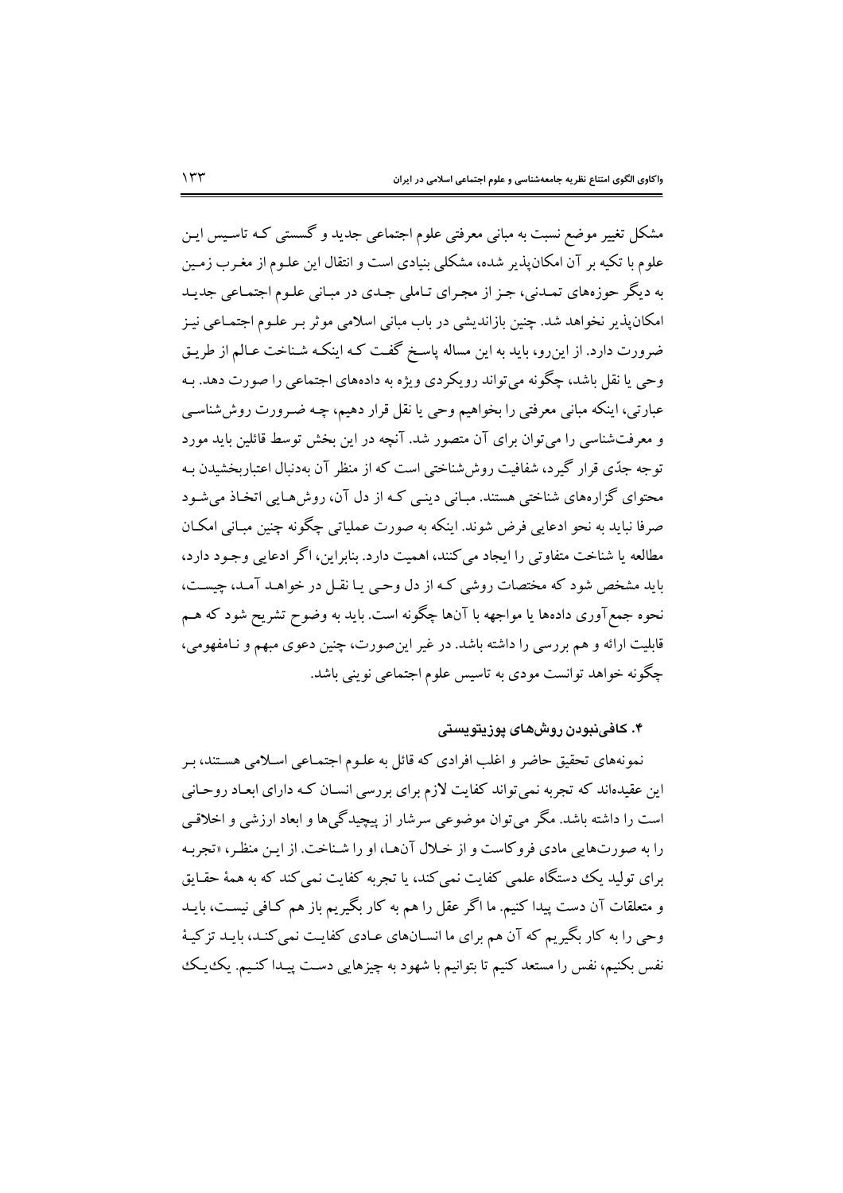مشکل تغییر موضع نسبت به مبانی معرفتی علوم اجتماعی جدید و گسستی که تاسیس این علوم با تکیه بر آن امکان‌پذیر شده، مشکلی بنیادی است و انتقال این علوم از مغرب زمین به دیگر حوزه‌های تمدنی، جز از مجرای تاملی جدی در مبانی علوم اجتماعی جدید امکان‌پذیر نخواهد شد. چنین بازاندیشی در باب مبانی اسلامی موثر بر علوم اجتماعی نیز ضرورت دارد. از این‌رو، باید به این مساله پاسخ گفت که اینکه شناخت عالم از طریق وحی یا نقل باشد، چگونه می‌تواند رویکردی ویژه به داده‌های اجتماعی را صورت دهد. به عبارتی، اینکه مبانی معرفتی را بخواهیم وحی یا نقل قرار دهیم، چه ضرورت روش‌شناسی و معرفت‌شناسی را می‌توان برای آن متصور شد. آنچه در این بخش توسط قائلین باید مورد توجه جدّی قرار گیرد، شفافیت روش‌شناختی است که از منظر آن به‌دنبال اعتباربخشیدن به محتوای گزاره‌های شناختی هستند. مبانی دینی که از دل آن، روش‌هایی اتخاذ می‌شود صرفا نباید به نحو ادعایی فرض شوند. اینکه به صورت عملیاتی چگونه چنین مبانی امکان مطالعه یا شناخت متفاوتی را ایجاد می‌کنند، اهمیت دارد. بنابراین، اگر ادعایی وجود دارد، باید مشخص شود که مختصات روشی که از دل وحی یا نقل در خواهد آمد، چیست، نحوه جمع‌آوری داده‌ها یا مواجهه با آن‌ها چگونه است. باید به وضوح تشریح شود که هم قابلیت ارائه و هم بررسی را داشته باشد. در غیر این‌صورت، چنین دعوی مبهم و نامفهومی، چگونه خواهد توانست مودی به تاسیس علوم اجتماعی نوینی باشد.

#### ۴. کافی‌نبودن روش‌های پوزیتویستی

نمونه‌های تحقیق حاضر و اغلب افرادی که قائل به علوم اجتماعی اسلامی هستند، بر این عقیده‌اند که تجربه نمی‌تواند کفایت لازم برای بررسی انسان که دارای ابعاد روحانی است را داشته باشد. مگر می‌توان موضوعی سرشار از پیچیدگی‌ها و ابعاد ارزشی و اخلاقی را به صورت‌هایی مادی فروکاست و از خلال آن‌ها، او را شناخت. از این منظر، «تجربه برای تولید یک دستگاه علمی کفایت نمی‌کند، یا تجربه کفایت نمی‌کند که به همهٔ حقایق و متعلقات آن دست پیدا کنیم. ما اگر عقل را هم به کار بگیریم باز هم کافی نیست، باید وحی را به کار بگیریم که آن هم برای ما انسان‌های عادی کفایت نمی‌کند، باید تزکیهٔ نفس بکنیم، نفس را مستعد کنیم تا بتوانیم با شهود به چیزهایی دست پیدا کنیم. یک‌یک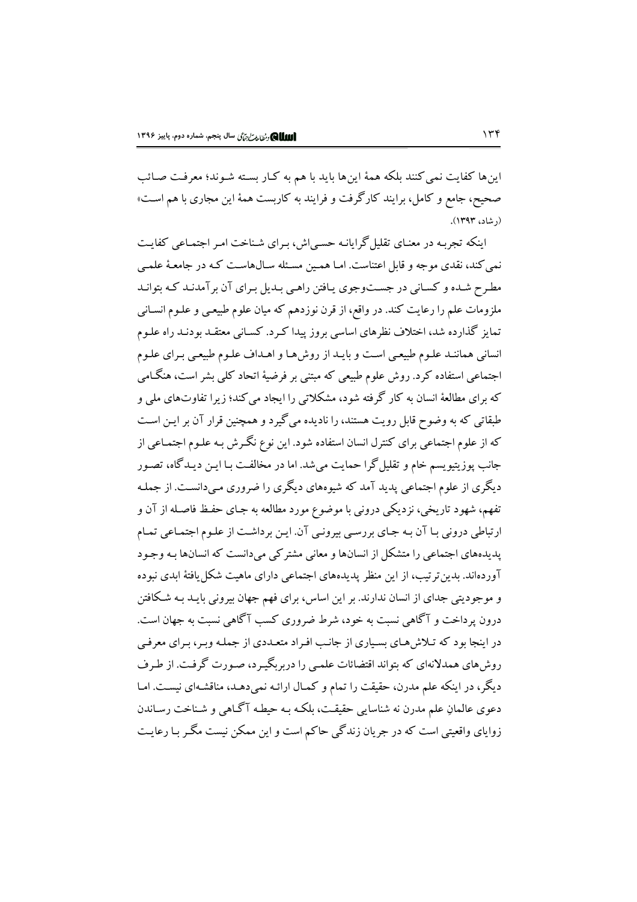این‌ها کفایت نمی‌کنند بلکه همهٔ این‌ها باید با هم به کـار بسته شـوند؛ معرفت صـائب صحیح، جامع و کامل، برایند کارگرفت و فرایند به کاربست همهٔ این مجاری با هم است» (رشاد، ۱۳۹۳).

اینکه تجربه در معنای تقلیل‌گرایانه حسی‌اش، بـرای شـناخت امـر اجتمـاعی کفایـت نمی‌کند، نقدی موجه و قابل اعتناست. امـا همـین مسـئله سـال‌هاسـت کـه در جامعـهٔ علمـی مطـرح شـده و کسـانی در جسـت‌وجوی یـافتن راهـی بـدیل بـرای آن برآمدنـد کـه بتواننـد ملزومات علم را رعایت کند. در واقع، از قرن نوزدهم که میان علوم طبیعـی و علـوم انسـانی تمایز گذارده شد، اختلاف نظرهای اساسی بروز پیدا کـرد. کسـانی معتقـد بودنـد راه علـوم انسانی هماننـد علـوم طبیعـی اسـت و بایـد از روش‌هـا و اهـداف علـوم طبیعـی بـرای علـوم اجتماعی استفاده کرد. روش علوم طبیعی که مبتنی بر فرضیهٔ اتحاد کلی بشر است، هنگـامی که برای مطالعهٔ انسان به کار گرفته شود، مشکلاتی را ایجاد می‌کند؛ زیرا تفاوت‌های ملی و طبقاتی که به وضوح قابل رویت هستند، را نادیده می‌گیرد و همچنین قرار آن بر ایـن اسـت که از علوم اجتماعی برای کنترل انسان استفاده شود. این نوع نگـرش بـه علـوم اجتمـاعی از جانب پوزیتیویسم خام و تقلیل‌گرا حمایت می‌شد. اما در مخالفـت بـا ایـن دیـدگاه، تصـور دیگری از علوم اجتماعی پدید آمد که شیوه‌های دیگری را ضروری مـی‌دانسـت. از جملـه تفهم، شهود تاریخی، نزدیکی درونی با موضوع مورد مطالعه به جـای حفـظ فاصـله از آن و ارتباطی درونی بـا آن بـه جـای بررسـی بیرونـی آن. ایـن برداشـت از علـوم اجتمـاعی تمـام پدیده‌های اجتماعی را متشکل از انسان‌ها و معانی مشترکی می‌دانست که انسان‌ها بـه وجـود آورده‌اند. بدین‌ترتیب، از این منظر پدیده‌های اجتماعی دارای ماهیت شکل‌یافتهٔ ابدی نبوده و موجودیتی جدای از انسان ندارند. بر این اساس، برای فهم جهان بیرونی بایـد بـه شـکافتن درون پرداخت و آگاهی نسبت به خود، شرط ضروری کسب آگاهی نسبت به جهان است. در اینجا بود که تـلاش‌هـای بسـیاری از جانـب افـراد متعـددی از جملـه وبـر، بـرای معرفـی روش‌های همدلانه‌ای که بتواند اقتضائات علمـی را دربربگیـرد، صـورت گرفـت. از طـرف دیگر، در اینکه علم مدرن، حقیقت را تمام و کمـال ارائـه نمی‌دهـد، مناقشـه‌ای نیسـت. امـا دعوی عالمانِ علم مدرن نه شناسایی حقیقـت، بلکـه بـه حیطـه آگـاهی و شـناخت رسـاندن زوایای واقعیتی است که در جریان زندگی حاکم است و این ممکن نیست مگـر بـا رعایـت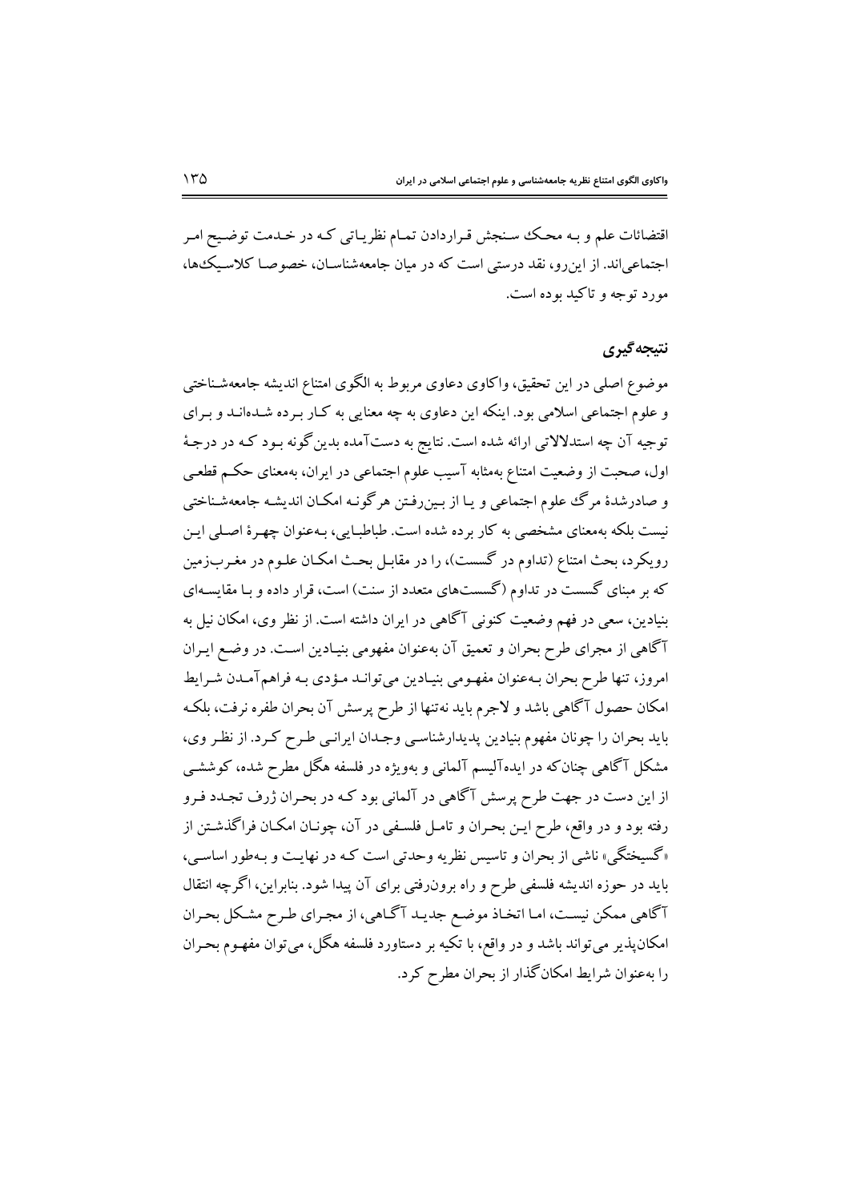اقتضائات علم و بـه محـک سـنجش قـراردادن تمـام نظریـاتی کـه در خـدمت توضـیح امـر اجتماعی‌اند. از این‌رو، نقد درستی است که در میان جامعه‌شناسـان، خصوصـا کلاسـیک‌ها، مورد توجه و تاکید بوده است.

## نتیجه‌گیری

موضوع اصلی در این تحقیق، واکاوی دعاوی مربوط به الگوی امتناع اندیشه جامعه‌شـناختی و علوم اجتماعی اسلامی بود. اینکه این دعاوی به چه معنایی به کـار بـرده شـده‌انـد و بـرای توجیه آن چه استدلالاتی ارائه شده است. نتایج به دست‌آمده بدین‌گونه بـود کـه در درجـهٔ اول، صحبت از وضعیت امتناع به‌مثابه آسیب علوم اجتماعی در ایران، به‌معنای حکـم قطعـی و صادرشدهٔ مرگ علوم اجتماعی و یـا از بـین‌رفـتن هرگونـه امکـان اندیشـه جامعه‌شـناختی نیست بلکه به‌معنای مشخصی به کار برده شده است. طباطبـایی، بـه‌عنوان چهـرهٔ اصـلی ایـن رویکرد، بحث امتناع (تداوم در گسست)، را در مقابـل بحـث امکـان علـوم در مغـرب‌زمین که بر مبنای گسست در تداوم (گسست‌های متعدد از سنت) است، قرار داده و بـا مقایسـه‌ای بنیادین، سعی در فهم وضعیت کنونی آگاهی در ایران داشته است. از نظر وی، امکان نیل به آگاهی از مجرای طرح بحران و تعمیق آن به‌عنوان مفهومی بنیـادین اسـت. در وضـع ایـران امروز، تنها طرح بحران بـه‌عنوان مفهـومی بنیـادین می‌توانـد مـؤدی بـه فراهم‌آمـدن شـرایط امکان حصول آگاهی باشد و لاجرم باید نه‌تنها از طرح پرسش آن بحران طفره نرفت، بلکـه باید بحران را چونان مفهوم بنیادین پدیدارشناسـی وجـدان ایرانـی طـرح کـرد. از نظـر وی، مشکل آگاهی چنان‌که در ایده‌آلیسم آلمانی و به‌ویژه در فلسفه هگل مطرح شده، کوششـی از این دست در جهت طرح پرسش آگاهی در آلمانی بود کـه در بحـران ژرف تجـدد فـرو رفته بود و در واقع، طرح ایـن بحـران و تامـل فلسـفی در آن، چونـان امکـان فراگذشـتن از «گسیختگی» ناشی از بحران و تاسیس نظریه وحدتی است کـه در نهایـت و بـه‌طور اساسـی، باید در حوزه اندیشه فلسفی طرح و راه برون‌رفتی برای آن پیدا شود. بنابراین، اگرچه انتقال آگاهی ممکن نیسـت، امـا اتخـاذ موضـع جدیـد آگـاهی، از مجـرای طـرح مشـکل بحـران امکان‌پذیر می‌تواند باشد و در واقع، با تکیه بر دستاورد فلسفه هگل، می‌توان مفهـوم بحـران را به‌عنوان شرایط امکان‌گذار از بحران مطرح کرد.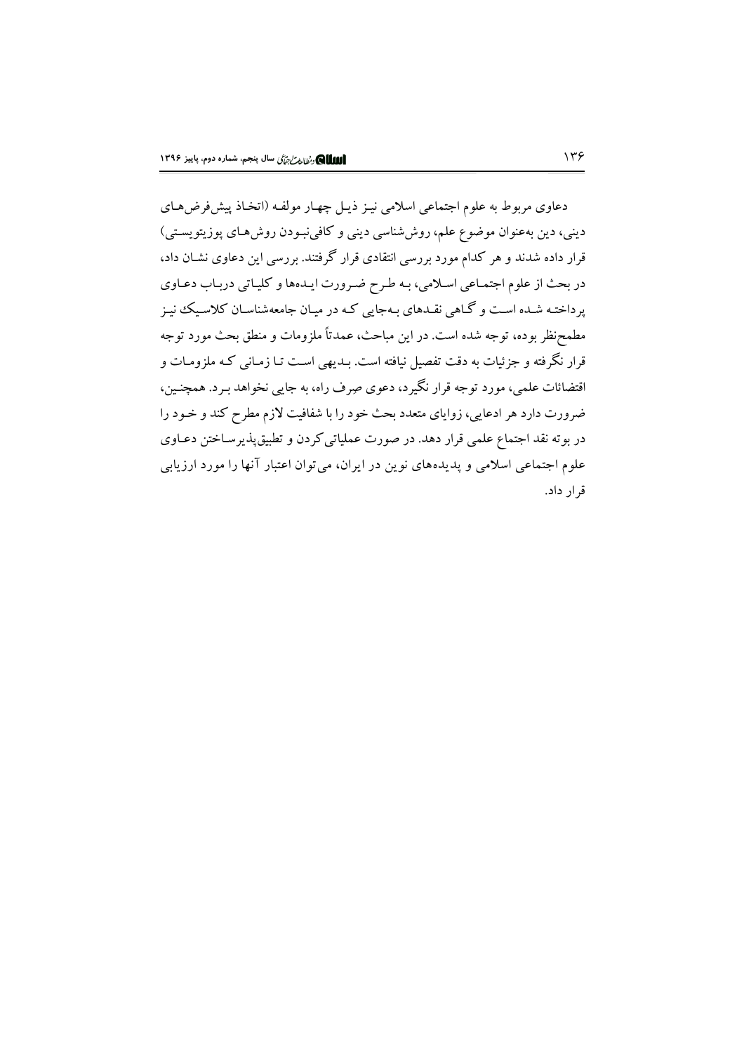دعاوی مربوط به علوم اجتماعی اسلامی نیـز ذیـل چهـار مولفـه (اتخـاذ پیش‌فرض‌هـای دینی، دین به‌عنوان موضوع علم، روش‌شناسی دینی و کافی‌نبـودن روش‌هـای پوزیتویسـتی) قرار داده شدند و هر کدام مورد بررسی انتقادی قرار گرفتند. بررسی این دعاوی نشـان داد، در بحث از علوم اجتمـاعی اسـلامی، بـه طـرح ضـرورت ایـده‌ها و کلیـاتی دربـاب دعـاوی پرداختـه شـده اسـت و گـاهی نقـدهای بـه‌جایی کـه در میـان جامعه‌شناسـان کلاسـیک نیـز مطمح‌نظر بوده، توجه شده است. در این مباحث، عمدتاً ملزومات و منطق بحث مورد توجه قرار نگرفته و جزئیات به دقت تفصیل نیافته است. بـدیهی اسـت تـا زمـانی کـه ملزومـات و اقتضائات علمی، مورد توجه قرار نگیرد، دعوی صِرف راه، به جایی نخواهد بـرد. همچنـین، ضرورت دارد هر ادعایی، زوایای متعدد بحث خود را با شفافیت لازم مطرح کند و خـود را در بوته نقد اجتماع علمی قرار دهد. در صورت عملیاتی‌کردن و تطبیق‌پذیرسـاختن دعـاوی علوم اجتماعی اسلامی و پدیده‌های نوین در ایران، می‌توان اعتبار آنها را مورد ارزیابی قرار داد.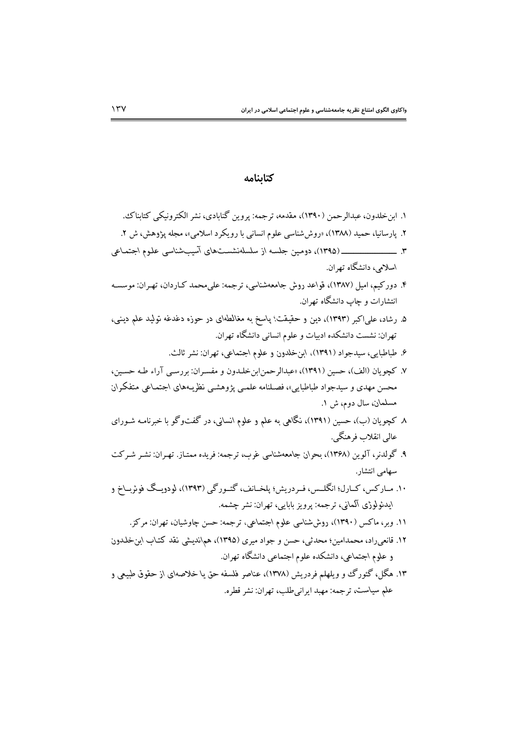## کتابنامه

۱. ابن‌خلدون، عبدالرحمن (۱۳۹۰)، مقدمه، ترجمه: پروین گنابادی، نشر الکترونیکی کتابناک.

۲. پارسانیا، حمید (۱۳۸۸)، «روش‌شناسی علوم انسانی با رویکرد اسلامی»، مجله پژوهش، ش ۲.

۳. ـــــــــــــــــــ (۱۳۹۵)، دومین جلسه از سلسله‌نشست‌های آسیب‌شناسی علوم اجتماعی اسلامی، دانشگاه تهران.

۴. دورکیم، امیل (۱۳۸۷)، قواعد روش جامعه‌شناسی، ترجمه: علی‌محمد کاردان، تهران: موسسه انتشارات و چاپ دانشگاه تهران.

۵. رشاد، علی‌اکبر (۱۳۹۳)، دین و حقیقت؛ پاسخ به مغالطه‌ای در حوزه دغدغه تولید علم دینی، تهران: نشست دانشکده ادبیات و علوم انسانی دانشگاه تهران.

۶. طباطبایی، سیدجواد (۱۳۹۱)، ابن‌خلدون و علوم اجتماعی، تهران: نشر ثالث.

۷. کچویان (الف)، حسین (۱۳۹۱)، «عبدالرحمن‌ابن‌خلدون و مفسران: بررسی آراء طه حسین، محسن مهدی و سیدجواد طباطبایی»، فصلنامه علمی پژوهشی نظریه‌های اجتماعی متفکران مسلمان، سال دوم، ش ۱.

۸. کچویان (ب)، حسین (۱۳۹۱)، نگاهی به علم و علوم انسانی، در گفت‌وگو با خبرنامه شورای عالی انقلاب فرهنگی.

۹. گولدنر، آلوین (۱۳۶۸)، بحران جامعه‌شناسی غرب، ترجمه: فریده ممتاز. تهران: نشر شرکت سهامی انتشار.

۱۰. مارکس، کارل؛ انگلس، فردریش؛ پلخانف، گئورگی (۱۳۹۳)، لودویگ فوئرباخ و ایدئولوژی آلمانی، ترجمه: پرویز بابایی، تهران: نشر چشمه.

۱۱. وبر، ماکس (۱۳۹۰)، روش‌شناسی علوم اجتماعی، ترجمه: حسن چاوشیان، تهران: مرکز.

۱۲. قانعی‌راد، محمدامین؛ محدثی، حسن و جواد میری (۱۳۹۵)، هم‌اندیشی نقد کتاب ابن‌خلدون و علوم اجتماعی، دانشکده علوم اجتماعی دانشگاه تهران.

۱۳. هگل، گئورگ و ویلهلم فردریش (۱۳۷۸)، عناصر فلسفه حق یا خلاصه‌ای از حقوق طبیعی و علم سیاست، ترجمه: مهبد ایرانی‌طلب، تهران: نشر قطره.